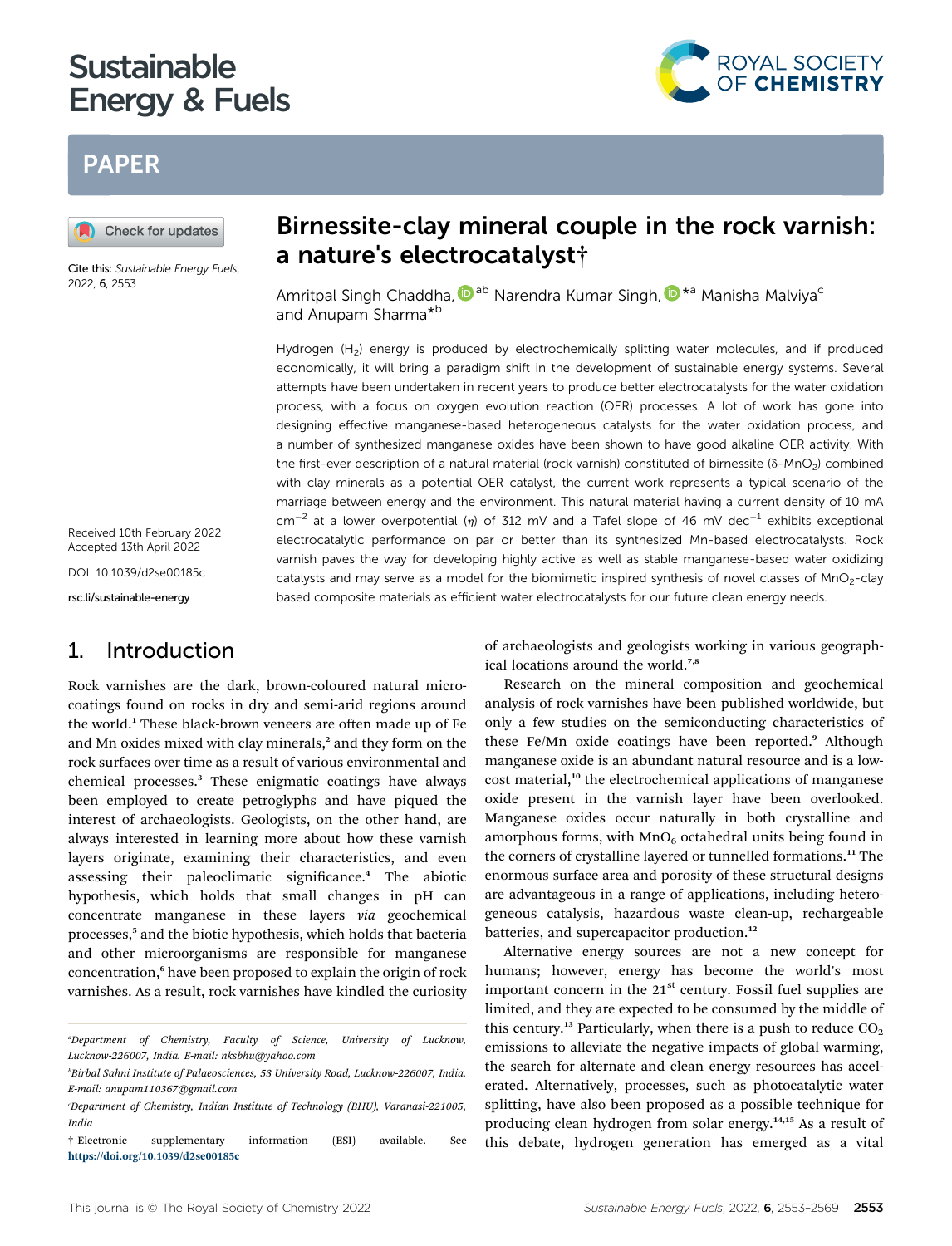# Sustainable Energy & Fuels

## PAPER

Cite this: *Sustainable Energy Fuels*, 2022, **6**, 2553

# Birnessite-clay mineral couple in the rock varnish: a nature's electrocatalyst†

Amritpal Singh Chaddha,[ab] Narendra Kumar Singh,[*a] Manisha Malviya[c] and Anupam Sharma[*b]

Received 10th February 2022
Accepted 13th April 2022

DOI: 10.1039/d2se00185c

rsc.li/sustainable-energy

Hydrogen ($H_2$) energy is produced by electrochemically splitting water molecules, and if produced economically, it will bring a paradigm shift in the development of sustainable energy systems. Several attempts have been undertaken in recent years to produce better electrocatalysts for the water oxidation process, with a focus on oxygen evolution reaction (OER) processes. A lot of work has gone into designing effective manganese-based heterogeneous catalysts for the water oxidation process, and a number of synthesized manganese oxides have been shown to have good alkaline OER activity. With the first-ever description of a natural material (rock varnish) constituted of birnessite ($\delta$-$MnO_2$) combined with clay minerals as a potential OER catalyst, the current work represents a typical scenario of the marriage between energy and the environment. This natural material having a current density of 10 mA $cm^{-2}$ at a lower overpotential ($\eta$) of 312 mV and a Tafel slope of 46 mV $dec^{-1}$ exhibits exceptional electrocatalytic performance on par or better than its synthesized Mn-based electrocatalysts. Rock varnish paves the way for developing highly active as well as stable manganese-based water oxidizing catalysts and may serve as a model for the biomimetic inspired synthesis of novel classes of $MnO_2$-clay based composite materials as efficient water electrocatalysts for our future clean energy needs.

## 1. Introduction

Rock varnishes are the dark, brown-coloured natural micro-coatings found on rocks in dry and semi-arid regions around the world.[1] These black-brown veneers are often made up of Fe and Mn oxides mixed with clay minerals,[2] and they form on the rock surfaces over time as a result of various environmental and chemical processes.[3] These enigmatic coatings have always been employed to create petroglyphs and have piqued the interest of archaeologists. Geologists, on the other hand, are always interested in learning more about how these varnish layers originate, examining their characteristics, and even assessing their paleoclimatic significance.[4] The abiotic hypothesis, which holds that small changes in pH can concentrate manganese in these layers *via* geochemical processes,[5] and the biotic hypothesis, which holds that bacteria and other microorganisms are responsible for manganese concentration,[6] have been proposed to explain the origin of rock varnishes. As a result, rock varnishes have kindled the curiosity of archaeologists and geologists working in various geographical locations around the world.[7,8]

Research on the mineral composition and geochemical analysis of rock varnishes have been published worldwide, but only a few studies on the semiconducting characteristics of these Fe/Mn oxide coatings have been reported.[9] Although manganese oxide is an abundant natural resource and is a low-cost material,[10] the electrochemical applications of manganese oxide present in the varnish layer have been overlooked. Manganese oxides occur naturally in both crystalline and amorphous forms, with $MnO_6$ octahedral units being found in the corners of crystalline layered or tunnelled formations.[11] The enormous surface area and porosity of these structural designs are advantageous in a range of applications, including heterogeneous catalysis, hazardous waste clean-up, rechargeable batteries, and supercapacitor production.[12]

Alternative energy sources are not a new concept for humans; however, energy has become the world's most important concern in the 21[st] century. Fossil fuel supplies are limited, and they are expected to be consumed by the middle of this century.[13] Particularly, when there is a push to reduce $CO_2$ emissions to alleviate the negative impacts of global warming, the search for alternate and clean energy resources has accelerated. Alternatively, processes, such as photocatalytic water splitting, have also been proposed as a possible technique for producing clean hydrogen from solar energy.[14,15] As a result of this debate, hydrogen generation has emerged as a vital

[a]Department of Chemistry, Faculty of Science, University of Lucknow, Lucknow-226007, India. E-mail: nksbhu@yahoo.com

[b]Birbal Sahni Institute of Palaeosciences, 53 University Road, Lucknow-226007, India. E-mail: anupam110367@gmail.com

[c]Department of Chemistry, Indian Institute of Technology (BHU), Varanasi-221005, India

† Electronic supplementary information (ESI) available. See https://doi.org/10.1039/d2se00185c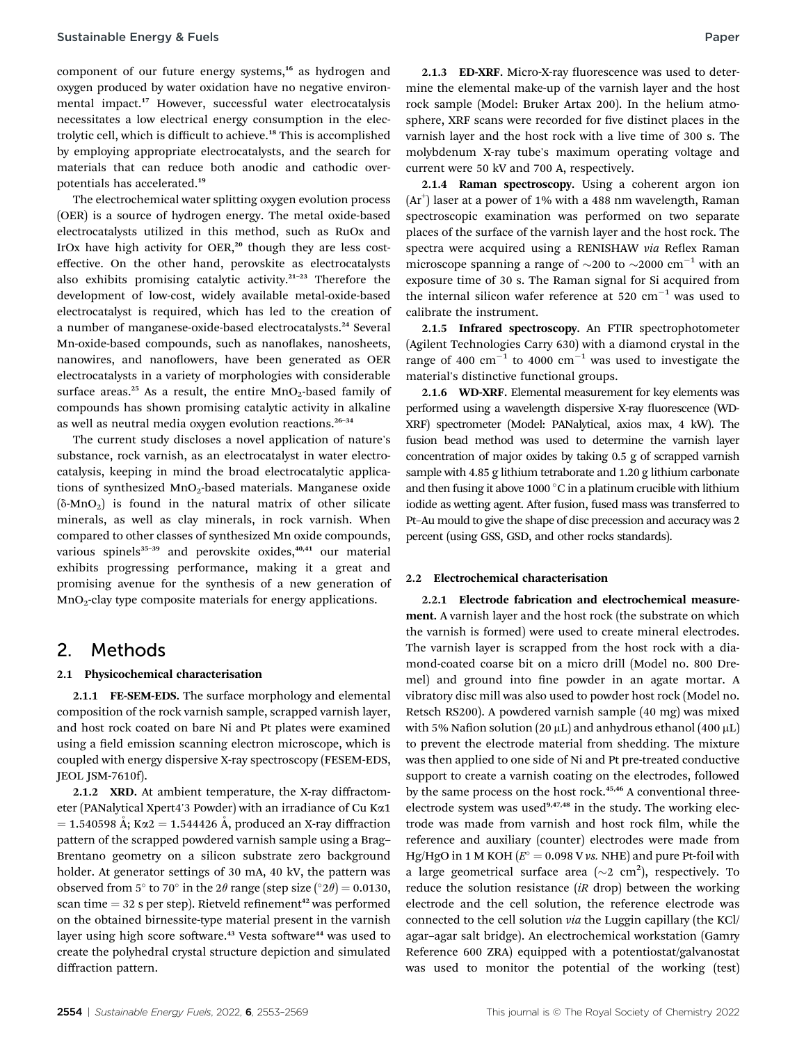component of our future energy systems,[16] as hydrogen and oxygen produced by water oxidation have no negative environmental impact.[17] However, successful water electrocatalysis necessitates a low electrical energy consumption in the electrolytic cell, which is difficult to achieve.[18] This is accomplished by employing appropriate electrocatalysts, and the search for materials that can reduce both anodic and cathodic overpotentials has accelerated.[19]

The electrochemical water splitting oxygen evolution process (OER) is a source of hydrogen energy. The metal oxide-based electrocatalysts utilized in this method, such as RuOx and IrOx have high activity for OER,[20] though they are less cost-effective. On the other hand, perovskite as electrocatalysts also exhibits promising catalytic activity.[21–23] Therefore the development of low-cost, widely available metal-oxide-based electrocatalyst is required, which has led to the creation of a number of manganese-oxide-based electrocatalysts.[24] Several Mn-oxide-based compounds, such as nanoflakes, nanosheets, nanowires, and nanoflowers, have been generated as OER electrocatalysts in a variety of morphologies with considerable surface areas.[25] As a result, the entire $MnO_2$-based family of compounds has shown promising catalytic activity in alkaline as well as neutral media oxygen evolution reactions.[26–34]

The current study discloses a novel application of nature's substance, rock varnish, as an electrocatalyst in water electrocatalysis, keeping in mind the broad electrocatalytic applications of synthesized $MnO_2$-based materials. Manganese oxide ($\delta$-$MnO_2$) is found in the natural matrix of other silicate minerals, as well as clay minerals, in rock varnish. When compared to other classes of synthesized Mn oxide compounds, various spinels[35–39] and perovskite oxides,[40,41] our material exhibits progressing performance, making it a great and promising avenue for the synthesis of a new generation of $MnO_2$-clay type composite materials for energy applications.

# 2. Methods

## 2.1 Physicochemical characterisation

**2.1.1 FE-SEM-EDS.** The surface morphology and elemental composition of the rock varnish sample, scrapped varnish layer, and host rock coated on bare Ni and Pt plates were examined using a field emission scanning electron microscope, which is coupled with energy dispersive X-ray spectroscopy (FESEM-EDS, JEOL JSM-7610f).

**2.1.2 XRD.** At ambient temperature, the X-ray diffractometer (PANalytical Xpert4'3 Powder) with an irradiance of Cu K$\alpha$1 = 1.540598 Å; K$\alpha$2 = 1.544426 Å, produced an X-ray diffraction pattern of the scrapped powdered varnish sample using a Brag–Brentano geometry on a silicon substrate zero background holder. At generator settings of 30 mA, 40 kV, the pattern was observed from 5° to 70° in the 2$\theta$ range (step size (°2$\theta$) = 0.0130, scan time = 32 s per step). Rietveld refinement[42] was performed on the obtained birnessite-type material present in the varnish layer using high score software.[43] Vesta software[44] was used to create the polyhedral crystal structure depiction and simulated diffraction pattern.

**2.1.3 ED-XRF.** Micro-X-ray fluorescence was used to determine the elemental make-up of the varnish layer and the host rock sample (Model: Bruker Artax 200). In the helium atmosphere, XRF scans were recorded for five distinct places in the varnish layer and the host rock with a live time of 300 s. The molybdenum X-ray tube's maximum operating voltage and current were 50 kV and 700 A, respectively.

**2.1.4 Raman spectroscopy.** Using a coherent argon ion ($Ar^+$) laser at a power of 1% with a 488 nm wavelength, Raman spectroscopic examination was performed on two separate places of the surface of the varnish layer and the host rock. The spectra were acquired using a RENISHAW *via* Reflex Raman microscope spanning a range of ~200 to ~2000 cm$^{-1}$ with an exposure time of 30 s. The Raman signal for Si acquired from the internal silicon wafer reference at 520 cm$^{-1}$ was used to calibrate the instrument.

**2.1.5 Infrared spectroscopy.** An FTIR spectrophotometer (Agilent Technologies Carry 630) with a diamond crystal in the range of 400 cm$^{-1}$ to 4000 cm$^{-1}$ was used to investigate the material's distinctive functional groups.

**2.1.6 WD-XRF.** Elemental measurement for key elements was performed using a wavelength dispersive X-ray fluorescence (WD-XRF) spectrometer (Model: PANalytical, axios max, 4 kW). The fusion bead method was used to determine the varnish layer concentration of major oxides by taking 0.5 g of scrapped varnish sample with 4.85 g lithium tetraborate and 1.20 g lithium carbonate and then fusing it above 1000 °C in a platinum crucible with lithium iodide as wetting agent. After fusion, fused mass was transferred to Pt–Au mould to give the shape of disc precession and accuracy was 2 percent (using GSS, GSD, and other rocks standards).

## 2.2 Electrochemical characterisation

**2.2.1 Electrode fabrication and electrochemical measurement.** A varnish layer and the host rock (the substrate on which the varnish is formed) were used to create mineral electrodes. The varnish layer is scrapped from the host rock with a diamond-coated coarse bit on a micro drill (Model no. 800 Dremel) and ground into fine powder in an agate mortar. A vibratory disc mill was also used to powder host rock (Model no. Retsch RS200). A powdered varnish sample (40 mg) was mixed with 5% Nafion solution (20 μL) and anhydrous ethanol (400 μL) to prevent the electrode material from shedding. The mixture was then applied to one side of Ni and Pt pre-treated conductive support to create a varnish coating on the electrodes, followed by the same process on the host rock.[45,46] A conventional three-electrode system was used[9,47,48] in the study. The working electrode was made from varnish and host rock film, while the reference and auxiliary (counter) electrodes were made from Hg/HgO in 1 M KOH ($E^\circ$ = 0.098 V *vs.* NHE) and pure Pt-foil with a large geometrical surface area (~2 cm$^2$), respectively. To reduce the solution resistance (*iR* drop) between the working electrode and the cell solution, the reference electrode was connected to the cell solution *via* the Luggin capillary (the KCl/agar–agar salt bridge). An electrochemical workstation (Gamry Reference 600 ZRA) equipped with a potentiostat/galvanostat was used to monitor the potential of the working (test)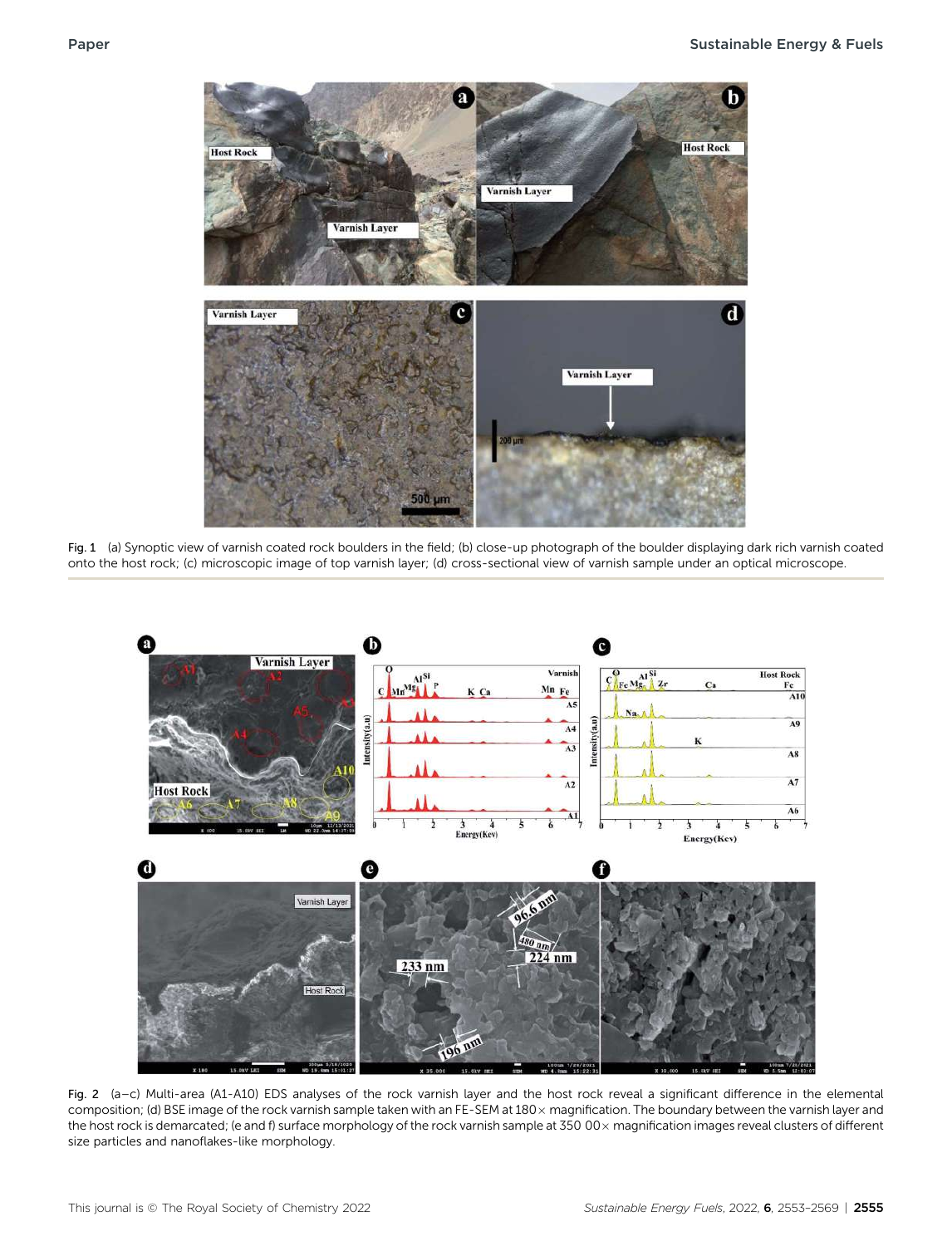Fig. 1 (a) Synoptic view of varnish coated rock boulders in the field; (b) close-up photograph of the boulder displaying dark rich varnish coated onto the host rock; (c) microscopic image of top varnish layer; (d) cross-sectional view of varnish sample under an optical microscope.

Fig. 2 (a–c) Multi-area (A1-A10) EDS analyses of the rock varnish layer and the host rock reveal a significant difference in the elemental composition; (d) BSE image of the rock varnish sample taken with an FE-SEM at 180× magnification. The boundary between the varnish layer and the host rock is demarcated; (e and f) surface morphology of the rock varnish sample at 350 00× magnification images reveal clusters of different size particles and nanoflakes-like morphology.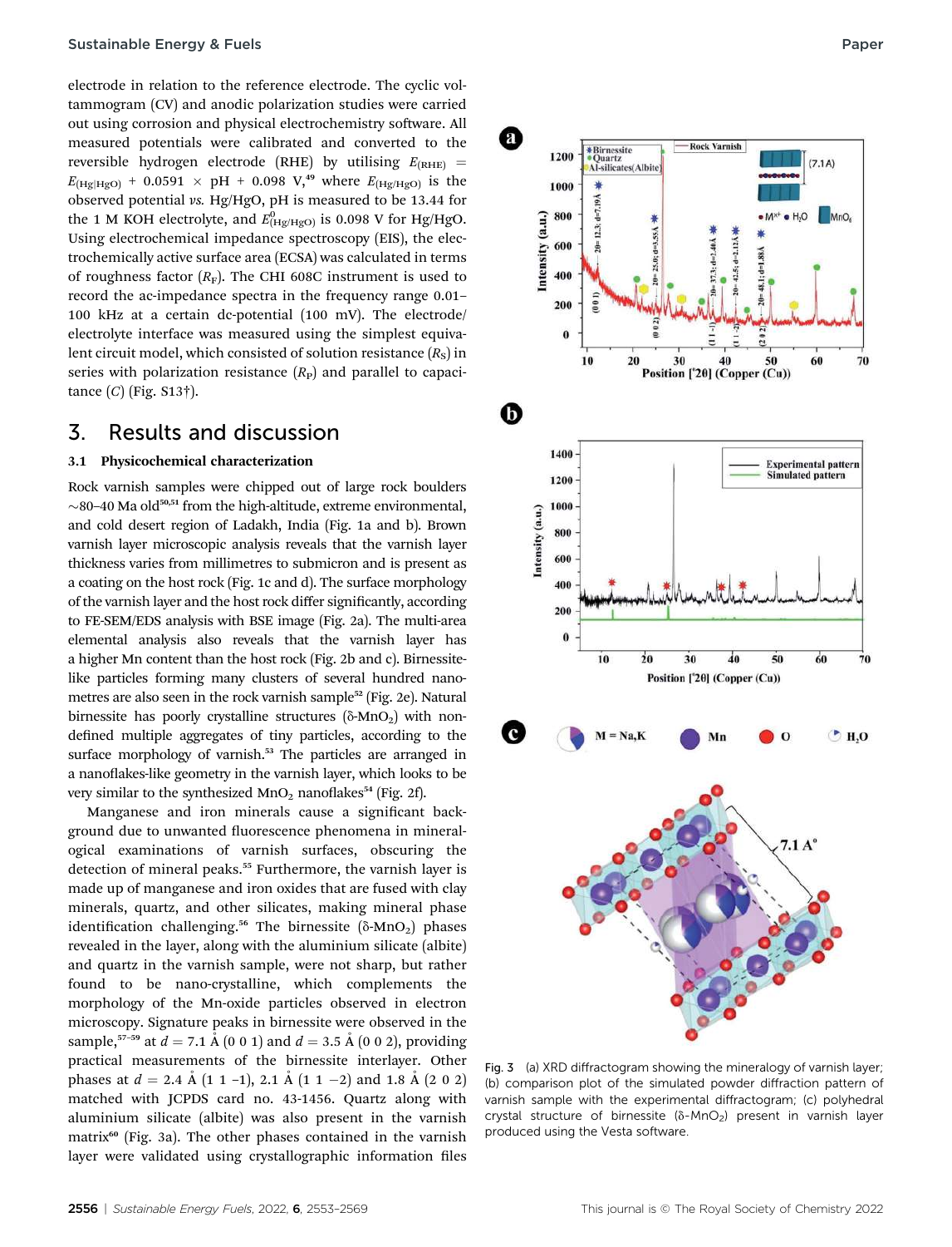electrode in relation to the reference electrode. The cyclic voltammogram (CV) and anodic polarization studies were carried out using corrosion and physical electrochemistry software. All measured potentials were calibrated and converted to the reversible hydrogen electrode (RHE) by utilising $E_{(RHE)} = E_{(Hg|HgO)} + 0.0591 \times pH + 0.098$ V,[49] where $E_{(Hg/HgO)}$ is the observed potential *vs.* Hg/HgO, pH is measured to be 13.44 for the 1 M KOH electrolyte, and $E^0_{(Hg/HgO)}$ is 0.098 V for Hg/HgO. Using electrochemical impedance spectroscopy (EIS), the electrochemically active surface area (ECSA) was calculated in terms of roughness factor ($R_F$). The CHI 608C instrument is used to record the ac-impedance spectra in the frequency range 0.01–100 kHz at a certain dc-potential (100 mV). The electrode/electrolyte interface was measured using the simplest equivalent circuit model, which consisted of solution resistance ($R_S$) in series with polarization resistance ($R_P$) and parallel to capacitance ($C$) (Fig. S13†).

## 3. Results and discussion

### 3.1 Physicochemical characterization

Rock varnish samples were chipped out of large rock boulders ~80–40 Ma old[50,51] from the high-altitude, extreme environmental, and cold desert region of Ladakh, India (Fig. 1a and b). Brown varnish layer microscopic analysis reveals that the varnish layer thickness varies from millimetres to submicron and is present as a coating on the host rock (Fig. 1c and d). The surface morphology of the varnish layer and the host rock differ significantly, according to FE-SEM/EDS analysis with BSE image (Fig. 2a). The multi-area elemental analysis also reveals that the varnish layer has a higher Mn content than the host rock (Fig. 2b and c). Birnessite-like particles forming many clusters of several hundred nanometres are also seen in the rock varnish sample[52] (Fig. 2e). Natural birnessite has poorly crystalline structures ($\delta$-$MnO_2$) with non-defined multiple aggregates of tiny particles, according to the surface morphology of varnish.[53] The particles are arranged in a nanoflakes-like geometry in the varnish layer, which looks to be very similar to the synthesized $MnO_2$ nanoflakes[54] (Fig. 2f).

Manganese and iron minerals cause a significant background due to unwanted fluorescence phenomena in mineralogical examinations of varnish surfaces, obscuring the detection of mineral peaks.[55] Furthermore, the varnish layer is made up of manganese and iron oxides that are fused with clay minerals, quartz, and other silicates, making mineral phase identification challenging.[56] The birnessite ($\delta$-$MnO_2$) phases revealed in the layer, along with the aluminium silicate (albite) and quartz in the varnish sample, were not sharp, but rather found to be nano-crystalline, which complements the morphology of the Mn-oxide particles observed in electron microscopy. Signature peaks in birnessite were observed in the sample,[57–59] at $d$ = 7.1 Å (0 0 1) and $d$ = 3.5 Å (0 0 2), providing practical measurements of the birnessite interlayer. Other phases at $d$ = 2.4 Å (1 1 −1), 2.1 Å (1 1 −2) and 1.8 Å (2 0 2) matched with JCPDS card no. 43-1456. Quartz along with aluminium silicate (albite) was also present in the varnish matrix[60] (Fig. 3a). The other phases contained in the varnish layer were validated using crystallographic information files

Fig. 3 (a) XRD diffractogram showing the mineralogy of varnish layer; (b) comparison plot of the simulated powder diffraction pattern of varnish sample with the experimental diffractogram; (c) polyhedral crystal structure of birnessite ($\delta$-$MnO_2$) present in varnish layer produced using the Vesta software.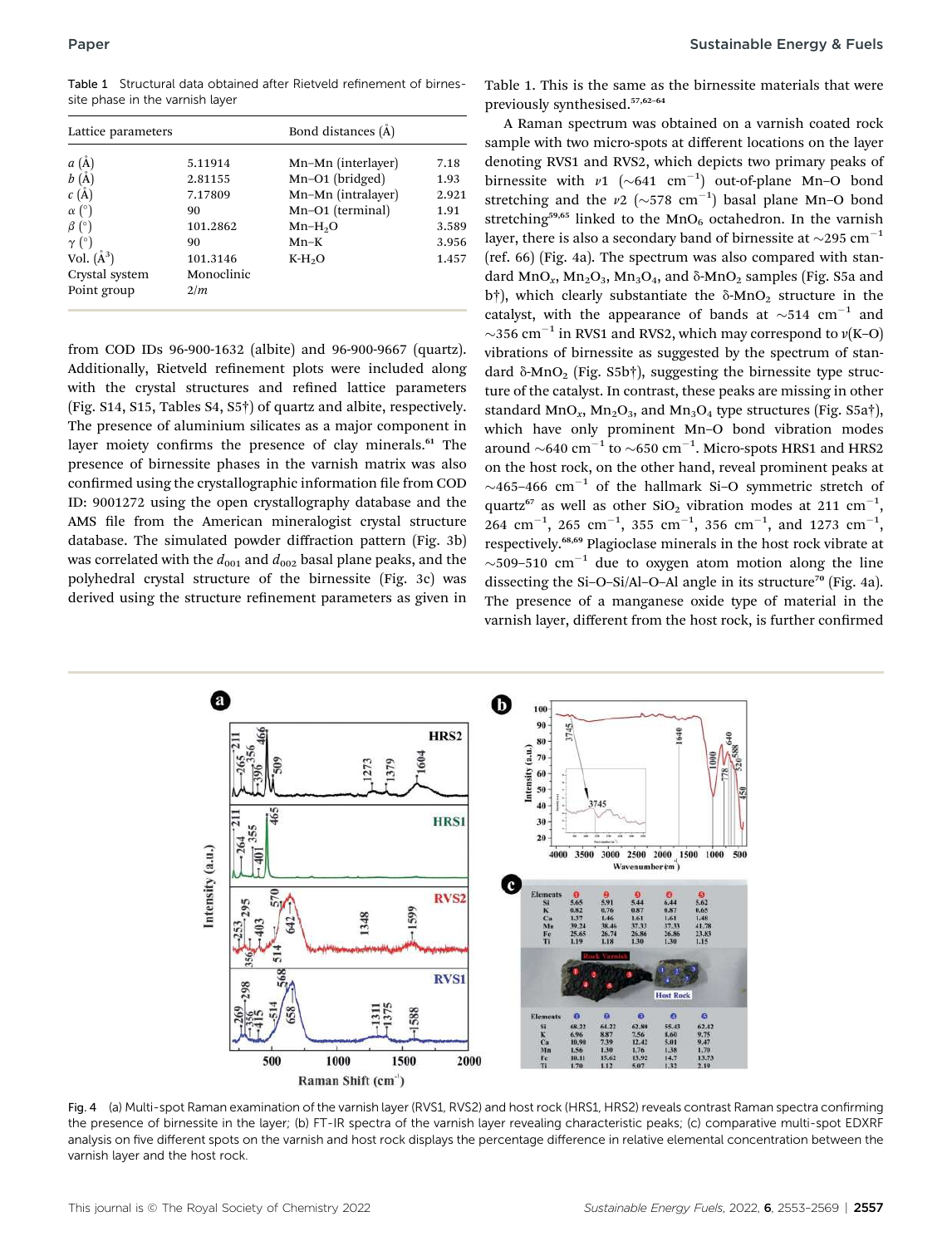Table 1 Structural data obtained after Rietveld refinement of birnessite phase in the varnish layer

| Lattice parameters | | Bond distances (Å) | |
|---|---|---|---|
| $a$ (Å) | 5.11914 | Mn–Mn (interlayer) | 7.18 |
| $b$ (Å) | 2.81155 | Mn–O1 (bridged) | 1.93 |
| $c$ (Å) | 7.17809 | Mn–Mn (intralayer) | 2.921 |
| $\alpha$ (°) | 90 | Mn–O1 (terminal) | 1.91 |
| $\beta$ (°) | 101.2862 | Mn–$H_2O$ | 3.589 |
| $\gamma$ (°) | 90 | Mn–K | 3.956 |
| Vol. (Å$^3$) | 101.3146 | K-$H_2O$ | 1.457 |
| Crystal system | Monoclinic | | |
| Point group | 2/$m$ | | |

from COD IDs 96-900-1632 (albite) and 96-900-9667 (quartz). Additionally, Rietveld refinement plots were included along with the crystal structures and refined lattice parameters (Fig. S14, S15, Tables S4, S5†) of quartz and albite, respectively. The presence of aluminium silicates as a major component in layer moiety confirms the presence of clay minerals.[61] The presence of birnessite phases in the varnish matrix was also confirmed using the crystallographic information file from COD ID: 9001272 using the open crystallography database and the AMS file from the American mineralogist crystal structure database. The simulated powder diffraction pattern (Fig. 3b) was correlated with the $d_{001}$ and $d_{002}$ basal plane peaks, and the polyhedral crystal structure of the birnessite (Fig. 3c) was derived using the structure refinement parameters as given in Table 1. This is the same as the birnessite materials that were previously synthesised.[57,62–64]

A Raman spectrum was obtained on a varnish coated rock sample with two micro-spots at different locations on the layer denoting RVS1 and RVS2, which depicts two primary peaks of birnessite with $\nu1$ (~641 cm$^{-1}$) out-of-plane Mn–O bond stretching and the $\nu2$ (~578 cm$^{-1}$) basal plane Mn–O bond stretching[59,65] linked to the $MnO_6$ octahedron. In the varnish layer, there is also a secondary band of birnessite at ~295 cm$^{-1}$ (ref. 66) (Fig. 4a). The spectrum was also compared with standard $MnO_x$, $Mn_2O_3$, $Mn_3O_4$, and δ-$MnO_2$ samples (Fig. S5a and b†), which clearly substantiate the δ-$MnO_2$ structure in the catalyst, with the appearance of bands at ~514 cm$^{-1}$ and ~356 cm$^{-1}$ in RVS1 and RVS2, which may correspond to $\nu$(K–O) vibrations of birnessite as suggested by the spectrum of standard δ-$MnO_2$ (Fig. S5b†), suggesting the birnessite type structure of the catalyst. In contrast, these peaks are missing in other standard $MnO_x$, $Mn_2O_3$, and $Mn_3O_4$ type structures (Fig. S5a†), which have only prominent Mn–O bond vibration modes around ~640 cm$^{-1}$ to ~650 cm$^{-1}$. Micro-spots HRS1 and HRS2 on the host rock, on the other hand, reveal prominent peaks at ~465–466 cm$^{-1}$ of the hallmark Si–O symmetric stretch of quartz[67] as well as other $SiO_2$ vibration modes at 211 cm$^{-1}$, 264 cm$^{-1}$, 265 cm$^{-1}$, 355 cm$^{-1}$, 356 cm$^{-1}$, and 1273 cm$^{-1}$, respectively.[68,69] Plagioclase minerals in the host rock vibrate at ~509–510 cm$^{-1}$ due to oxygen atom motion along the line dissecting the Si–O–Si/Al–O–Al angle in its structure[70] (Fig. 4a). The presence of a manganese oxide type of material in the varnish layer, different from the host rock, is further confirmed

Fig. 4 (a) Multi-spot Raman examination of the varnish layer (RVS1, RVS2) and host rock (HRS1, HRS2) reveals contrast Raman spectra confirming the presence of birnessite in the layer; (b) FT-IR spectra of the varnish layer revealing characteristic peaks; (c) comparative multi-spot EDXRF analysis on five different spots on the varnish and host rock displays the percentage difference in relative elemental concentration between the varnish layer and the host rock.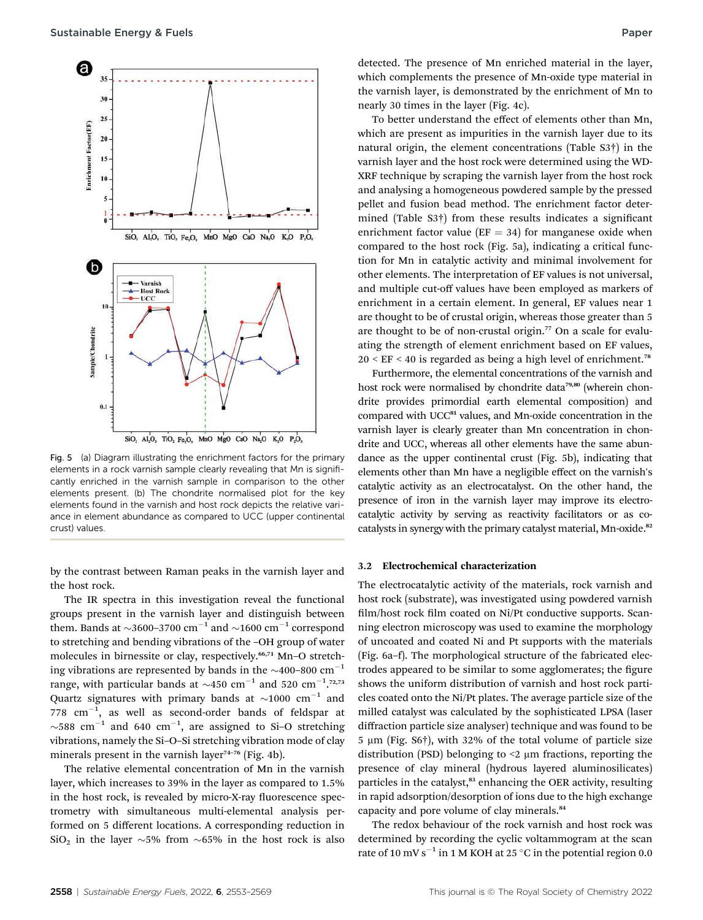Fig. 5 (a) Diagram illustrating the enrichment factors for the primary elements in a rock varnish sample clearly revealing that Mn is significantly enriched in the varnish sample in comparison to the other elements present. (b) The chondrite normalised plot for the key elements found in the varnish and host rock depicts the relative variance in element abundance as compared to UCC (upper continental crust) values.

by the contrast between Raman peaks in the varnish layer and the host rock.

The IR spectra in this investigation reveal the functional groups present in the varnish layer and distinguish between them. Bands at ~3600–3700 $cm^{-1}$ and ~1600 $cm^{-1}$ correspond to stretching and bending vibrations of the –OH group of water molecules in birnessite or clay, respectively.[66,71] Mn–O stretching vibrations are represented by bands in the ~400–800 $cm^{-1}$ range, with particular bands at ~450 $cm^{-1}$ and 520 $cm^{-1}$.[72,73] Quartz signatures with primary bands at ~1000 $cm^{-1}$ and 778 $cm^{-1}$, as well as second-order bands of feldspar at ~588 $cm^{-1}$ and 640 $cm^{-1}$, are assigned to Si–O stretching vibrations, namely the Si–O–Si stretching vibration mode of clay minerals present in the varnish layer[74–76] (Fig. 4b).

The relative elemental concentration of Mn in the varnish layer, which increases to 39% in the layer as compared to 1.5% in the host rock, is revealed by micro-X-ray fluorescence spectrometry with simultaneous multi-elemental analysis performed on 5 different locations. A corresponding reduction in $SiO_2$ in the layer ~5% from ~65% in the host rock is also detected. The presence of Mn enriched material in the layer, which complements the presence of Mn-oxide type material in the varnish layer, is demonstrated by the enrichment of Mn to nearly 30 times in the layer (Fig. 4c).

To better understand the effect of elements other than Mn, which are present as impurities in the varnish layer due to its natural origin, the element concentrations (Table S3†) in the varnish layer and the host rock were determined using the WD-XRF technique by scraping the varnish layer from the host rock and analysing a homogeneous powdered sample by the pressed pellet and fusion bead method. The enrichment factor determined (Table S3†) from these results indicates a significant enrichment factor value (EF = 34) for manganese oxide when compared to the host rock (Fig. 5a), indicating a critical function for Mn in catalytic activity and minimal involvement for other elements. The interpretation of EF values is not universal, and multiple cut-off values have been employed as markers of enrichment in a certain element. In general, EF values near 1 are thought to be of crustal origin, whereas those greater than 5 are thought to be of non-crustal origin.[77] On a scale for evaluating the strength of element enrichment based on EF values, 20 < EF < 40 is regarded as being a high level of enrichment.[78]

Furthermore, the elemental concentrations of the varnish and host rock were normalised by chondrite data[79,80] (wherein chondrite provides primordial earth elemental composition) and compared with UCC[81] values, and Mn-oxide concentration in the varnish layer is clearly greater than Mn concentration in chondrite and UCC, whereas all other elements have the same abundance as the upper continental crust (Fig. 5b), indicating that elements other than Mn have a negligible effect on the varnish's catalytic activity as an electrocatalyst. On the other hand, the presence of iron in the varnish layer may improve its electrocatalytic activity by serving as reactivity facilitators or as co-catalysts in synergy with the primary catalyst material, Mn-oxide.[82]

### 3.2 Electrochemical characterization

The electrocatalytic activity of the materials, rock varnish and host rock (substrate), was investigated using powdered varnish film/host rock film coated on Ni/Pt conductive supports. Scanning electron microscopy was used to examine the morphology of uncoated and coated Ni and Pt supports with the materials (Fig. 6a–f). The morphological structure of the fabricated electrodes appeared to be similar to some agglomerates; the figure shows the uniform distribution of varnish and host rock particles coated onto the Ni/Pt plates. The average particle size of the milled catalyst was calculated by the sophisticated LPSA (laser diffraction particle size analyser) technique and was found to be 5 μm (Fig. S6†), with 32% of the total volume of particle size distribution (PSD) belonging to <2 μm fractions, reporting the presence of clay mineral (hydrous layered aluminosilicates) particles in the catalyst,[83] enhancing the OER activity, resulting in rapid adsorption/desorption of ions due to the high exchange capacity and pore volume of clay minerals.[84]

The redox behaviour of the rock varnish and host rock was determined by recording the cyclic voltammogram at the scan rate of 10 mV $s^{-1}$ in 1 M KOH at 25 °C in the potential region 0.0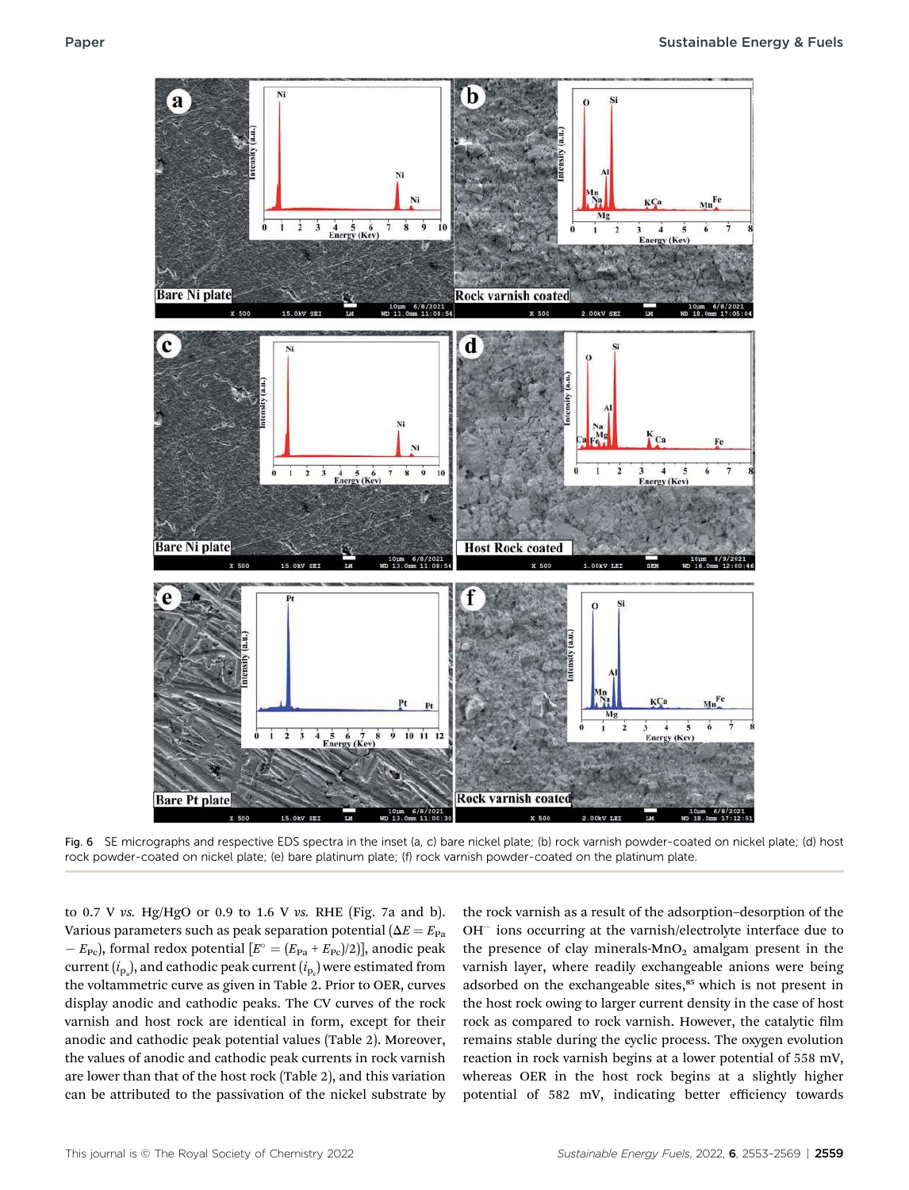Fig. 6 SE micrographs and respective EDS spectra in the inset (a, c) bare nickel plate; (b) rock varnish powder-coated on nickel plate; (d) host rock powder-coated on nickel plate; (e) bare platinum plate; (f) rock varnish powder-coated on the platinum plate.

to 0.7 V *vs.* Hg/HgO or 0.9 to 1.6 V *vs.* RHE (Fig. 7a and b). Various parameters such as peak separation potential ($\Delta E = E_{Pa} - E_{Pc}$), formal redox potential [$E^{\circ} = (E_{Pa} + E_{Pc})/2$)], anodic peak current ($i_{p_a}$), and cathodic peak current ($i_{p_c}$) were estimated from the voltammetric curve as given in Table 2. Prior to OER, curves display anodic and cathodic peaks. The CV curves of the rock varnish and host rock are identical in form, except for their anodic and cathodic peak potential values (Table 2). Moreover, the values of anodic and cathodic peak currents in rock varnish are lower than that of the host rock (Table 2), and this variation can be attributed to the passivation of the nickel substrate by the rock varnish as a result of the adsorption–desorption of the $OH^-$ ions occurring at the varnish/electrolyte interface due to the presence of clay minerals-$MnO_2$ amalgam present in the varnish layer, where readily exchangeable anions were being adsorbed on the exchangeable sites,[85] which is not present in the host rock owing to larger current density in the case of host rock as compared to rock varnish. However, the catalytic film remains stable during the cyclic process. The oxygen evolution reaction in rock varnish begins at a lower potential of 558 mV, whereas OER in the host rock begins at a slightly higher potential of 582 mV, indicating better efficiency towards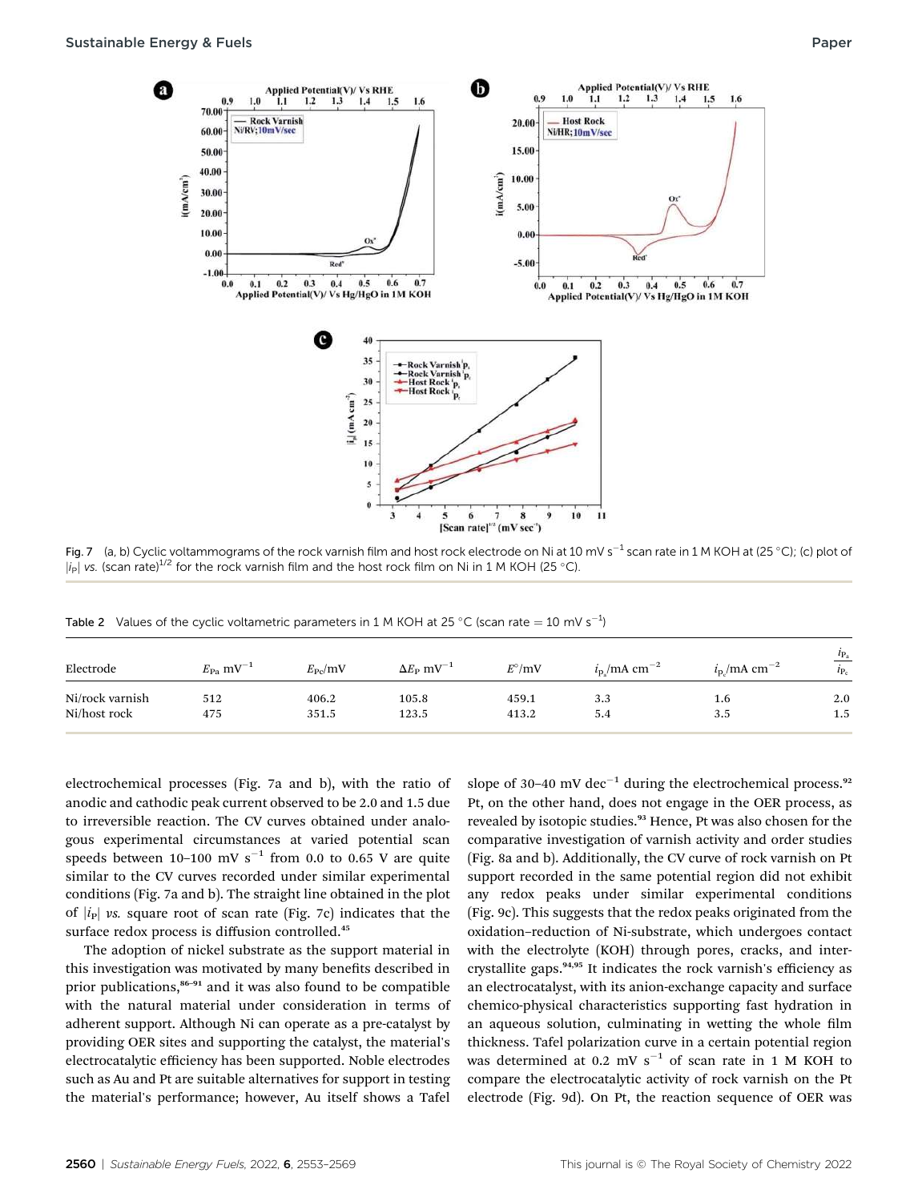Fig. 7 (a, b) Cyclic voltammograms of the rock varnish film and host rock electrode on Ni at 10 mV $s^{-1}$ scan rate in 1 M KOH at (25 °C); (c) plot of $|i_P|$ *vs.* (scan rate)$^{1/2}$ for the rock varnish film and the host rock film on Ni in 1 M KOH (25 °C).

Table 2 Values of the cyclic voltametric parameters in 1 M KOH at 25 °C (scan rate = 10 mV $s^{-1}$)

| Electrode | $E_{Pa}$ $mV^{-1}$ | $E_{Pc}$/mV | $\Delta E_P$ $mV^{-1}$ | $E°$/mV | $i_{p_a}$/mA $cm^{-2}$ | $i_{p_c}$/mA $cm^{-2}$ | $\frac{i_{P_a}}{i_{P_c}}$ |
|---|---|---|---|---|---|---|---|
| Ni/rock varnish | 512 | 406.2 | 105.8 | 459.1 | 3.3 | 1.6 | 2.0 |
| Ni/host rock | 475 | 351.5 | 123.5 | 413.2 | 5.4 | 3.5 | 1.5 |

electrochemical processes (Fig. 7a and b), with the ratio of anodic and cathodic peak current observed to be 2.0 and 1.5 due to irreversible reaction. The CV curves obtained under analogous experimental circumstances at varied potential scan speeds between 10–100 mV $s^{-1}$ from 0.0 to 0.65 V are quite similar to the CV curves recorded under similar experimental conditions (Fig. 7a and b). The straight line obtained in the plot of $|i_P|$ *vs.* square root of scan rate (Fig. 7c) indicates that the surface redox process is diffusion controlled.[45]

The adoption of nickel substrate as the support material in this investigation was motivated by many benefits described in prior publications,[86–91] and it was also found to be compatible with the natural material under consideration in terms of adherent support. Although Ni can operate as a pre-catalyst by providing OER sites and supporting the catalyst, the material's electrocatalytic efficiency has been supported. Noble electrodes such as Au and Pt are suitable alternatives for support in testing the material's performance; however, Au itself shows a Tafel slope of 30–40 mV $dec^{-1}$ during the electrochemical process.[92] Pt, on the other hand, does not engage in the OER process, as revealed by isotopic studies.[93] Hence, Pt was also chosen for the comparative investigation of varnish activity and order studies (Fig. 8a and b). Additionally, the CV curve of rock varnish on Pt support recorded in the same potential region did not exhibit any redox peaks under similar experimental conditions (Fig. 9c). This suggests that the redox peaks originated from the oxidation–reduction of Ni-substrate, which undergoes contact with the electrolyte (KOH) through pores, cracks, and intercrystallite gaps.[94,95] It indicates the rock varnish's efficiency as an electrocatalyst, with its anion-exchange capacity and surface chemico-physical characteristics supporting fast hydration in an aqueous solution, culminating in wetting the whole film thickness. Tafel polarization curve in a certain potential region was determined at 0.2 mV $s^{-1}$ of scan rate in 1 M KOH to compare the electrocatalytic activity of rock varnish on the Pt electrode (Fig. 9d). On Pt, the reaction sequence of OER was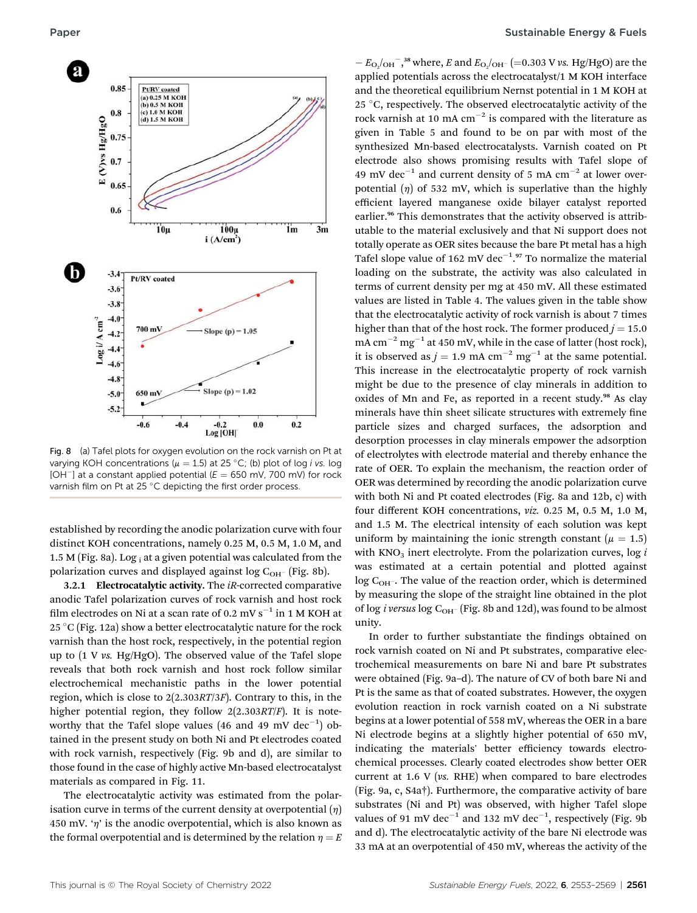Fig. 8 (a) Tafel plots for oxygen evolution on the rock varnish on Pt at varying KOH concentrations ($\mu$ = 1.5) at 25 °C; (b) plot of log *i* vs. log [$OH^-$] at a constant applied potential ($E$ = 650 mV, 700 mV) for rock varnish film on Pt at 25 °C depicting the first order process.

established by recording the anodic polarization curve with four distinct KOH concentrations, namely 0.25 M, 0.5 M, 1.0 M, and 1.5 M (Fig. 8a). $\log_i$ at a given potential was calculated from the polarization curves and displayed against log $C_{OH^-}$ (Fig. 8b).

**3.2.1 Electrocatalytic activity.** The *iR*-corrected comparative anodic Tafel polarization curves of rock varnish and host rock film electrodes on Ni at a scan rate of 0.2 mV $s^{-1}$ in 1 M KOH at 25 °C (Fig. 12a) show a better electrocatalytic nature for the rock varnish than the host rock, respectively, in the potential region up to (1 V *vs.* Hg/HgO). The observed value of the Tafel slope reveals that both rock varnish and host rock follow similar electrochemical mechanistic paths in the lower potential region, which is close to $2(2.303RT/3F)$. Contrary to this, in the higher potential region, they follow $2(2.303RT/F)$. It is noteworthy that the Tafel slope values (46 and 49 mV $dec^{-1}$) obtained in the present study on both Ni and Pt electrodes coated with rock varnish, respectively (Fig. 9b and d), are similar to those found in the case of highly active Mn-based electrocatalyst materials as compared in Fig. 11.

The electrocatalytic activity was estimated from the polarisation curve in terms of the current density at overpotential ($\eta$) 450 mV. '$\eta$' is the anodic overpotential, which is also known as the formal overpotential and is determined by the relation $\eta = E - E_{O_2/OH^-}$,[38] where, $E$ and $E_{O_2/OH^-}$ (=0.303 V *vs.* Hg/HgO) are the applied potentials across the electrocatalyst/1 M KOH interface and the theoretical equilibrium Nernst potential in 1 M KOH at 25 °C, respectively. The observed electrocatalytic activity of the rock varnish at 10 mA $cm^{-2}$ is compared with the literature as given in Table 5 and found to be on par with most of the synthesized Mn-based electrocatalysts. Varnish coated on Pt electrode also shows promising results with Tafel slope of 49 mV $dec^{-1}$ and current density of 5 mA $cm^{-2}$ at lower overpotential ($\eta$) of 532 mV, which is superlative than the highly efficient layered manganese oxide bilayer catalyst reported earlier.[96] This demonstrates that the activity observed is attributable to the material exclusively and that Ni support does not totally operate as OER sites because the bare Pt metal has a high Tafel slope value of 162 mV $dec^{-1}$.[97] To normalize the material loading on the substrate, the activity was also calculated in terms of current density per mg at 450 mV. All these estimated values are listed in Table 4. The values given in the table show that the electrocatalytic activity of rock varnish is about 7 times higher than that of the host rock. The former produced $j$ = 15.0 mA $cm^{-2}$ $mg^{-1}$ at 450 mV, while in the case of latter (host rock), it is observed as $j$ = 1.9 mA $cm^{-2}$ $mg^{-1}$ at the same potential. This increase in the electrocatalytic property of rock varnish might be due to the presence of clay minerals in addition to oxides of Mn and Fe, as reported in a recent study.[98] As clay minerals have thin sheet silicate structures with extremely fine particle sizes and charged surfaces, the adsorption and desorption processes in clay minerals empower the adsorption of electrolytes with electrode material and thereby enhance the rate of OER. To explain the mechanism, the reaction order of OER was determined by recording the anodic polarization curve with both Ni and Pt coated electrodes (Fig. 8a and 12b, c) with four different KOH concentrations, *viz.* 0.25 M, 0.5 M, 1.0 M, and 1.5 M. The electrical intensity of each solution was kept uniform by maintaining the ionic strength constant ($\mu$ = 1.5) with $KNO_3$ inert electrolyte. From the polarization curves, log *i* was estimated at a certain potential and plotted against log $C_{OH^-}$. The value of the reaction order, which is determined by measuring the slope of the straight line obtained in the plot of log *i versus* log $C_{OH^-}$ (Fig. 8b and 12d), was found to be almost unity.

In order to further substantiate the findings obtained on rock varnish coated on Ni and Pt substrates, comparative electrochemical measurements on bare Ni and bare Pt substrates were obtained (Fig. 9a–d). The nature of CV of both bare Ni and Pt is the same as that of coated substrates. However, the oxygen evolution reaction in rock varnish coated on a Ni substrate begins at a lower potential of 558 mV, whereas the OER in a bare Ni electrode begins at a slightly higher potential of 650 mV, indicating the materials' better efficiency towards electrochemical processes. Clearly coated electrodes show better OER current at 1.6 V (*vs.* RHE) when compared to bare electrodes (Fig. 9a, c, S4a†). Furthermore, the comparative activity of bare substrates (Ni and Pt) was observed, with higher Tafel slope values of 91 mV $dec^{-1}$ and 132 mV $dec^{-1}$, respectively (Fig. 9b and d). The electrocatalytic activity of the bare Ni electrode was 33 mA at an overpotential of 450 mV, whereas the activity of the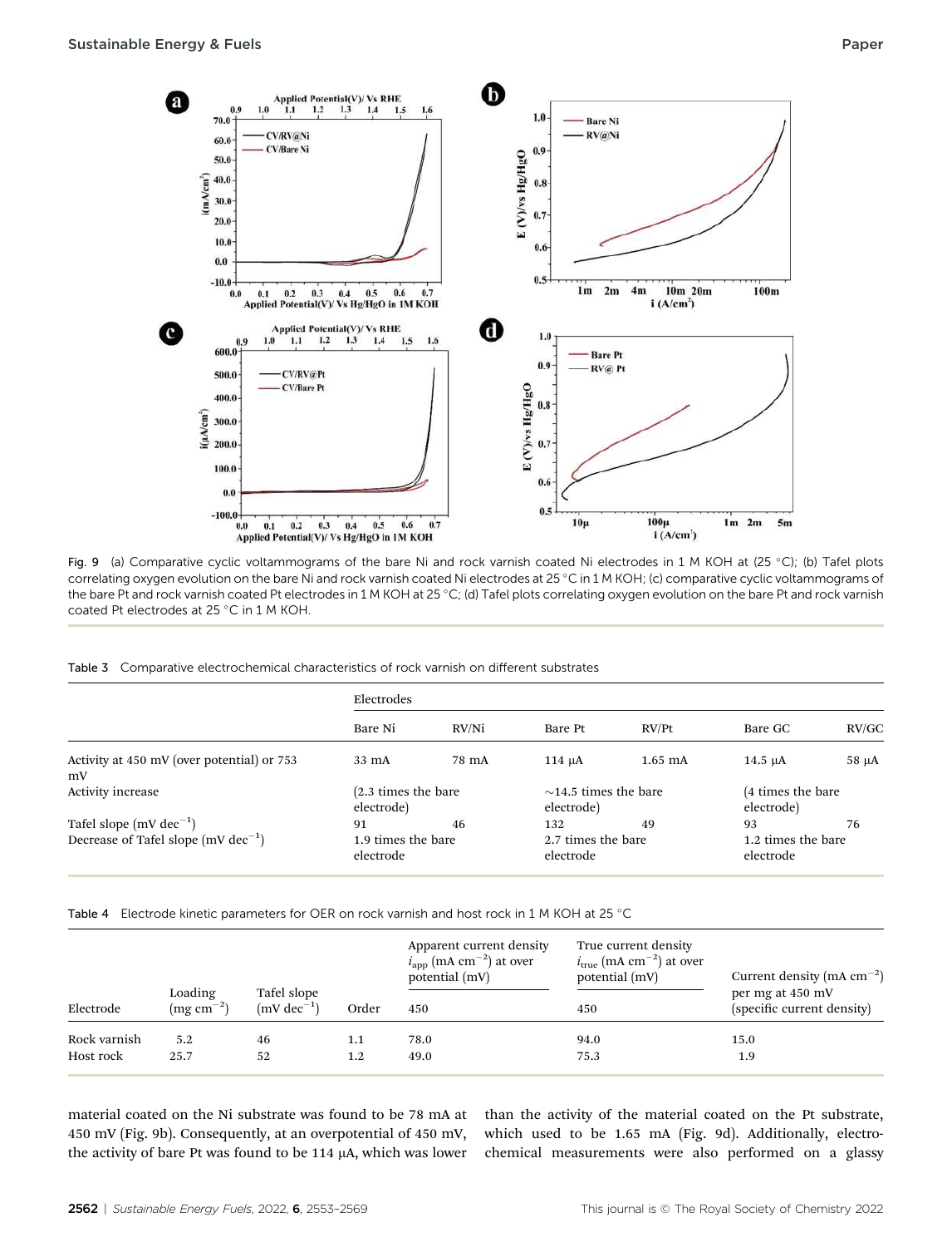Fig. 9 (a) Comparative cyclic voltammograms of the bare Ni and rock varnish coated Ni electrodes in 1 M KOH at (25 °C); (b) Tafel plots correlating oxygen evolution on the bare Ni and rock varnish coated Ni electrodes at 25 °C in 1 M KOH; (c) comparative cyclic voltammograms of the bare Pt and rock varnish coated Pt electrodes in 1 M KOH at 25 °C; (d) Tafel plots correlating oxygen evolution on the bare Pt and rock varnish coated Pt electrodes at 25 °C in 1 M KOH.

Table 3 Comparative electrochemical characteristics of rock varnish on different substrates

| | Electrodes | | | | | |
|---|---|---|---|---|---|---|
| | Bare Ni | RV/Ni | Bare Pt | RV/Pt | Bare GC | RV/GC |
| Activity at 450 mV (over potential) or 753 mV | 33 mA | 78 mA | 114 μA | 1.65 mA | 14.5 μA | 58 μA |
| Activity increase | (2.3 times the bare electrode) | | ~14.5 times the bare electrode) | | (4 times the bare electrode) | |
| Tafel slope (mV $dec^{-1}$) | 91 | 46 | 132 | 49 | 93 | 76 |
| Decrease of Tafel slope (mV $dec^{-1}$) | 1.9 times the bare electrode | | 2.7 times the bare electrode | | 1.2 times the bare electrode | |

Table 4 Electrode kinetic parameters for OER on rock varnish and host rock in 1 M KOH at 25 °C

| Electrode | Loading (mg $cm^{-2}$) | Tafel slope (mV $dec^{-1}$) | Order | Apparent current density $i_{app}$ (mA $cm^{-2}$) at over potential (mV) 450 | True current density $i_{true}$ (mA $cm^{-2}$) at over potential (mV) 450 | Current density (mA $cm^{-2}$) per mg at 450 mV (specific current density) |
|---|---|---|---|---|---|---|
| Rock varnish | 5.2 | 46 | 1.1 | 78.0 | 94.0 | 15.0 |
| Host rock | 25.7 | 52 | 1.2 | 49.0 | 75.3 | 1.9 |

material coated on the Ni substrate was found to be 78 mA at 450 mV (Fig. 9b). Consequently, at an overpotential of 450 mV, the activity of bare Pt was found to be 114 μA, which was lower than the activity of the material coated on the Pt substrate, which used to be 1.65 mA (Fig. 9d). Additionally, electrochemical measurements were also performed on a glassy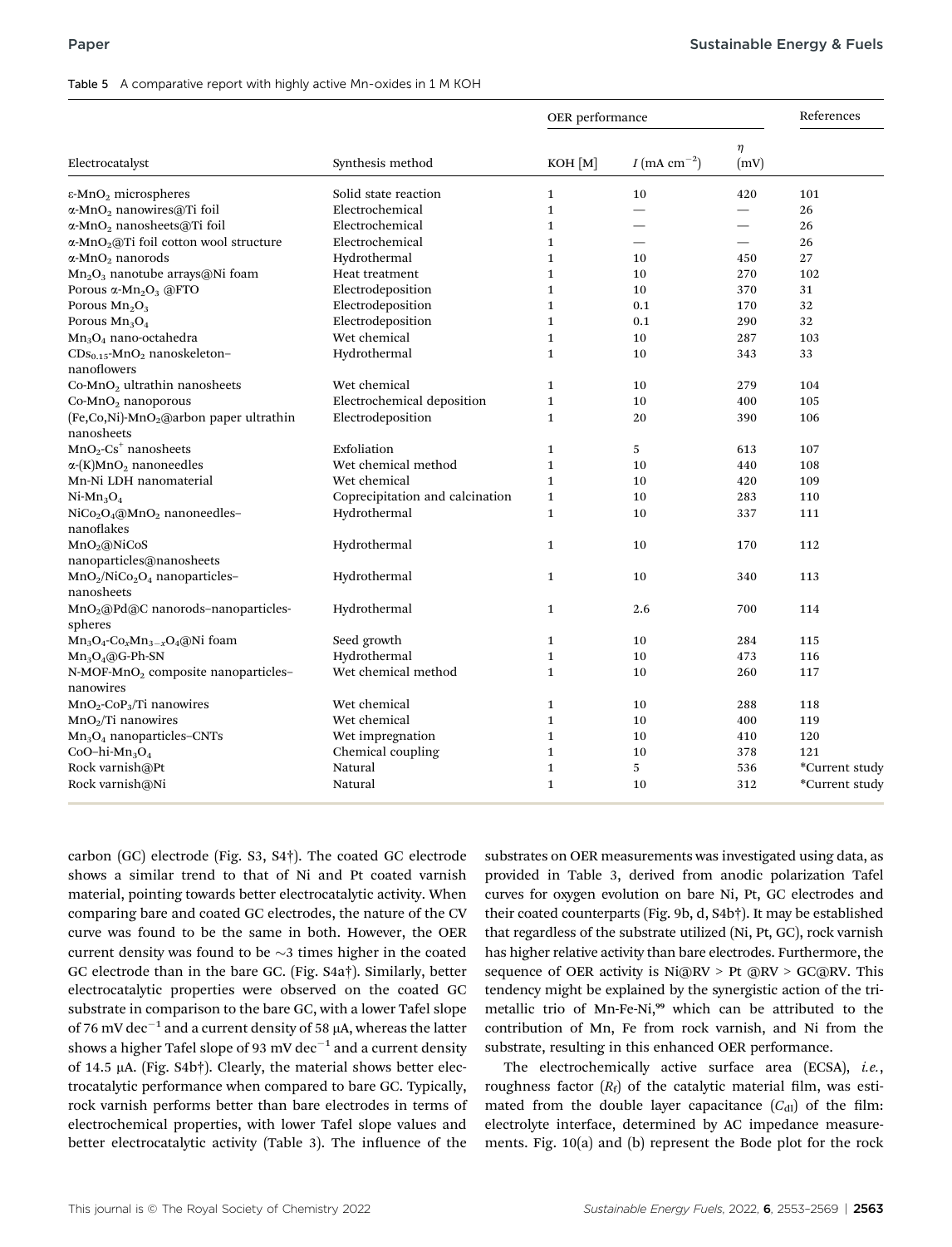Table 5 A comparative report with highly active Mn-oxides in 1 M KOH

| Electrocatalyst | Synthesis method | OER performance | | | References |
|---|---|---|---|---|---|
| | | KOH [M] | $I$ (mA cm$^{-2}$) | $\eta$ (mV) | |
| ε-$MnO_2$ microspheres | Solid state reaction | 1 | 10 | 420 | 101 |
| α-$MnO_2$ nanowires@Ti foil | Electrochemical | 1 | — | — | 26 |
| α-$MnO_2$ nanosheets@Ti foil | Electrochemical | 1 | — | — | 26 |
| α-$MnO_2$@Ti foil cotton wool structure | Electrochemical | 1 | — | — | 26 |
| α-$MnO_2$ nanorods | Hydrothermal | 1 | 10 | 450 | 27 |
| $Mn_2O_3$ nanotube arrays@Ni foam | Heat treatment | 1 | 10 | 270 | 102 |
| Porous α-$Mn_2O_3$ @FTO | Electrodeposition | 1 | 10 | 370 | 31 |
| Porous $Mn_2O_3$ | Electrodeposition | 1 | 0.1 | 170 | 32 |
| Porous $Mn_3O_4$ | Electrodeposition | 1 | 0.1 | 290 | 32 |
| $Mn_3O_4$ nano-octahedra | Wet chemical | 1 | 10 | 287 | 103 |
| $CDs_{0.15}$-$MnO_2$ nanoskeleton–nanoflowers | Hydrothermal | 1 | 10 | 343 | 33 |
| Co-$MnO_2$ ultrathin nanosheets | Wet chemical | 1 | 10 | 279 | 104 |
| Co-$MnO_2$ nanoporous | Electrochemical deposition | 1 | 10 | 400 | 105 |
| (Fe,Co,Ni)-$MnO_2$@arbon paper ultrathin nanosheets | Electrodeposition | 1 | 20 | 390 | 106 |
| $MnO_2$-$Cs^+$ nanosheets | Exfoliation | 1 | 5 | 613 | 107 |
| α-(K)$MnO_2$ nanoneedles | Wet chemical method | 1 | 10 | 440 | 108 |
| Mn-Ni LDH nanomaterial | Wet chemical | 1 | 10 | 420 | 109 |
| Ni-$Mn_3O_4$ | Coprecipitation and calcination | 1 | 10 | 283 | 110 |
| $NiCo_2O_4$@$MnO_2$ nanoneedles–nanoflakes | Hydrothermal | 1 | 10 | 337 | 111 |
| $MnO_2$@NiCoS nanoparticles@nanosheets | Hydrothermal | 1 | 10 | 170 | 112 |
| $MnO_2$/$NiCo_2O_4$ nanoparticles–nanosheets | Hydrothermal | 1 | 10 | 340 | 113 |
| $MnO_2$@Pd@C nanorods–nanoparticles-spheres | Hydrothermal | 1 | 2.6 | 700 | 114 |
| $Mn_3O_4$-$Co_xMn_{3-x}O_4$@Ni foam | Seed growth | 1 | 10 | 284 | 115 |
| $Mn_3O_4$@G-Ph-SN | Hydrothermal | 1 | 10 | 473 | 116 |
| N-MOF-$MnO_2$ composite nanoparticles–nanowires | Wet chemical method | 1 | 10 | 260 | 117 |
| $MnO_2$-$CoP_3$/Ti nanowires | Wet chemical | 1 | 10 | 288 | 118 |
| $MnO_2$/Ti nanowires | Wet chemical | 1 | 10 | 400 | 119 |
| $Mn_3O_4$ nanoparticles–CNTs | Wet impregnation | 1 | 10 | 410 | 120 |
| CoO–hi-$Mn_3O_4$ | Chemical coupling | 1 | 10 | 378 | 121 |
| Rock varnish@Pt | Natural | 1 | 5 | 536 | *Current study |
| Rock varnish@Ni | Natural | 1 | 10 | 312 | *Current study |

carbon (GC) electrode (Fig. S3, S4†). The coated GC electrode shows a similar trend to that of Ni and Pt coated varnish material, pointing towards better electrocatalytic activity. When comparing bare and coated GC electrodes, the nature of the CV curve was found to be the same in both. However, the OER current density was found to be ~3 times higher in the coated GC electrode than in the bare GC. (Fig. S4a†). Similarly, better electrocatalytic properties were observed on the coated GC substrate in comparison to the bare GC, with a lower Tafel slope of 76 mV dec$^{-1}$ and a current density of 58 μA, whereas the latter shows a higher Tafel slope of 93 mV dec$^{-1}$ and a current density of 14.5 μA. (Fig. S4b†). Clearly, the material shows better electrocatalytic performance when compared to bare GC. Typically, rock varnish performs better than bare electrodes in terms of electrochemical properties, with lower Tafel slope values and better electrocatalytic activity (Table 3). The influence of the substrates on OER measurements was investigated using data, as provided in Table 3, derived from anodic polarization Tafel curves for oxygen evolution on bare Ni, Pt, GC electrodes and their coated counterparts (Fig. 9b, d, S4b†). It may be established that regardless of the substrate utilized (Ni, Pt, GC), rock varnish has higher relative activity than bare electrodes. Furthermore, the sequence of OER activity is Ni@RV > Pt @RV > GC@RV. This tendency might be explained by the synergistic action of the trimetallic trio of Mn-Fe-Ni,[99] which can be attributed to the contribution of Mn, Fe from rock varnish, and Ni from the substrate, resulting in this enhanced OER performance.

The electrochemically active surface area (ECSA), *i.e.*, roughness factor ($R_f$) of the catalytic material film, was estimated from the double layer capacitance ($C_{dl}$) of the film: electrolyte interface, determined by AC impedance measurements. Fig. 10(a) and (b) represent the Bode plot for the rock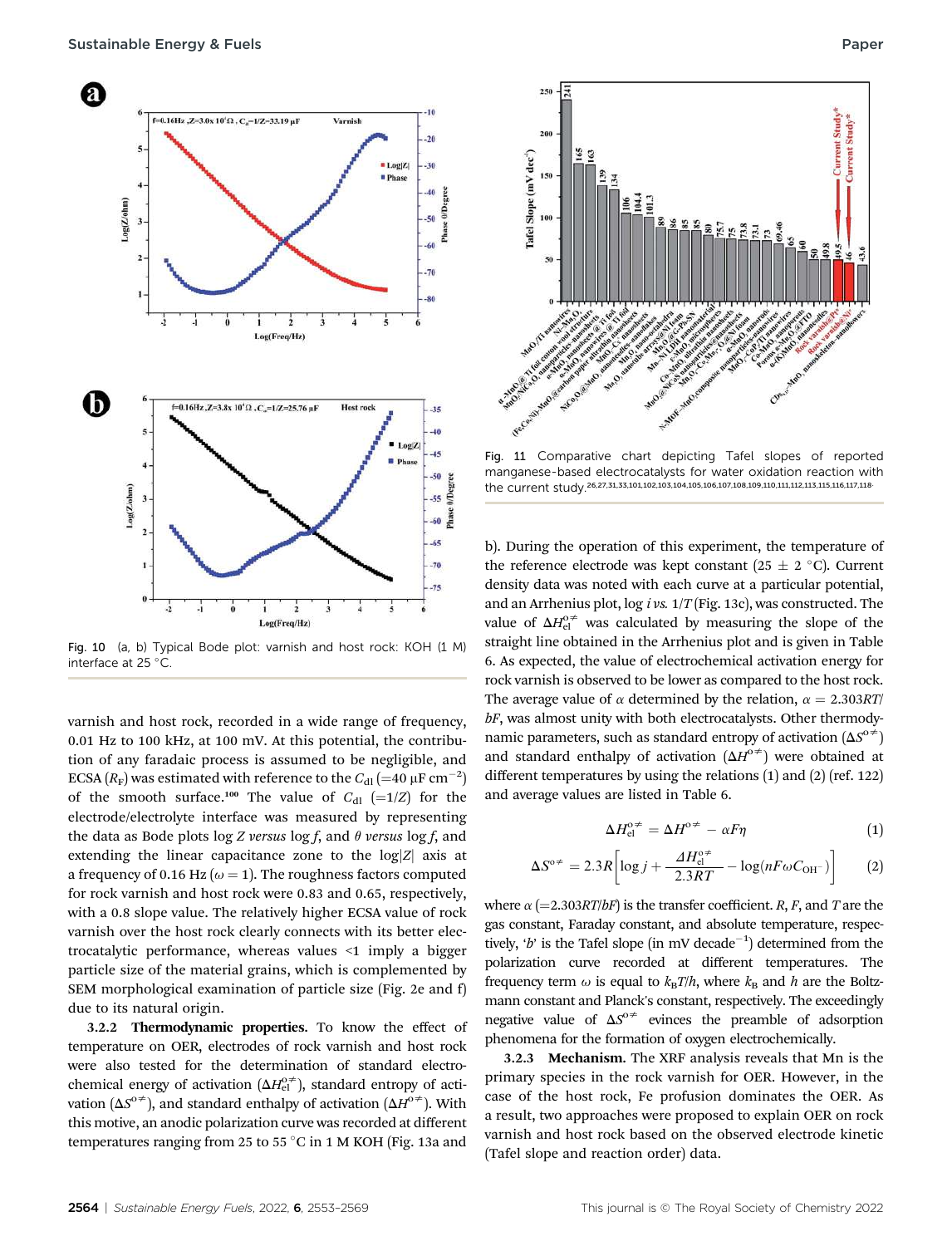Fig. 10 (a, b) Typical Bode plot: varnish and host rock: KOH (1 M) interface at 25 °C.

Fig. 11 Comparative chart depicting Tafel slopes of reported manganese-based electrocatalysts for water oxidation reaction with the current study.[26,27,31,33,101,102,103,104,105,106,107,108,109,110,111,112,113,115,116,117,118]

varnish and host rock, recorded in a wide range of frequency, 0.01 Hz to 100 kHz, at 100 mV. At this potential, the contribution of any faradaic process is assumed to be negligible, and ECSA ($R_F$) was estimated with reference to the $C_{dl}$ (=40 µF cm$^{-2}$) of the smooth surface.[100] The value of $C_{dl}$ (=1/Z) for the electrode/electrolyte interface was measured by representing the data as Bode plots log *Z versus* log *f*, and *θ versus* log *f*, and extending the linear capacitance zone to the log|*Z*| axis at a frequency of 0.16 Hz ($\omega = 1$). The roughness factors computed for rock varnish and host rock were 0.83 and 0.65, respectively, with a 0.8 slope value. The relatively higher ECSA value of rock varnish over the host rock clearly connects with its better electrocatalytic performance, whereas values <1 imply a bigger particle size of the material grains, which is complemented by SEM morphological examination of particle size (Fig. 2e and f) due to its natural origin.

**3.2.2 Thermodynamic properties.** To know the effect of temperature on OER, electrodes of rock varnish and host rock were also tested for the determination of standard electrochemical energy of activation ($\Delta H_{el}^{o\neq}$), standard entropy of activation ($\Delta S^{o\neq}$), and standard enthalpy of activation ($\Delta H^{o\neq}$). With this motive, an anodic polarization curve was recorded at different temperatures ranging from 25 to 55 °C in 1 M KOH (Fig. 13a and b). During the operation of this experiment, the temperature of the reference electrode was kept constant (25 ± 2 °C). Current density data was noted with each curve at a particular potential, and an Arrhenius plot, log *i vs.* 1/*T* (Fig. 13c), was constructed. The value of $\Delta H_{el}^{o\neq}$ was calculated by measuring the slope of the straight line obtained in the Arrhenius plot and is given in Table 6. As expected, the value of electrochemical activation energy for rock varnish is observed to be lower as compared to the host rock. The average value of $\alpha$ determined by the relation, $\alpha = 2.303RT/bF$, was almost unity with both electrocatalysts. Other thermodynamic parameters, such as standard entropy of activation ($\Delta S^{o\neq}$) and standard enthalpy of activation ($\Delta H^{o\neq}$) were obtained at different temperatures by using the relations (1) and (2) (ref. 122) and average values are listed in Table 6.

$$\Delta H_{el}^{o\neq} = \Delta H^{o\neq} - \alpha F\eta \tag{1}$$

$$\Delta S^{o\neq} = 2.3R\left[\log j + \frac{\Delta H_{el}^{o\neq}}{2.3RT} - \log(nF\omega C_{OH^-})\right] \tag{2}$$

where $\alpha$ (=2.303*RT*/*bF*) is the transfer coefficient. *R*, *F*, and *T* are the gas constant, Faraday constant, and absolute temperature, respectively, '*b*' is the Tafel slope (in mV decade$^{-1}$) determined from the polarization curve recorded at different temperatures. The frequency term $\omega$ is equal to $k_BT/h$, where $k_B$ and *h* are the Boltzmann constant and Planck's constant, respectively. The exceedingly negative value of $\Delta S^{o\neq}$ evinces the preamble of adsorption phenomena for the formation of oxygen electrochemically.

**3.2.3 Mechanism.** The XRF analysis reveals that Mn is the primary species in the rock varnish for OER. However, in the case of the host rock, Fe profusion dominates the OER. As a result, two approaches were proposed to explain OER on rock varnish and host rock based on the observed electrode kinetic (Tafel slope and reaction order) data.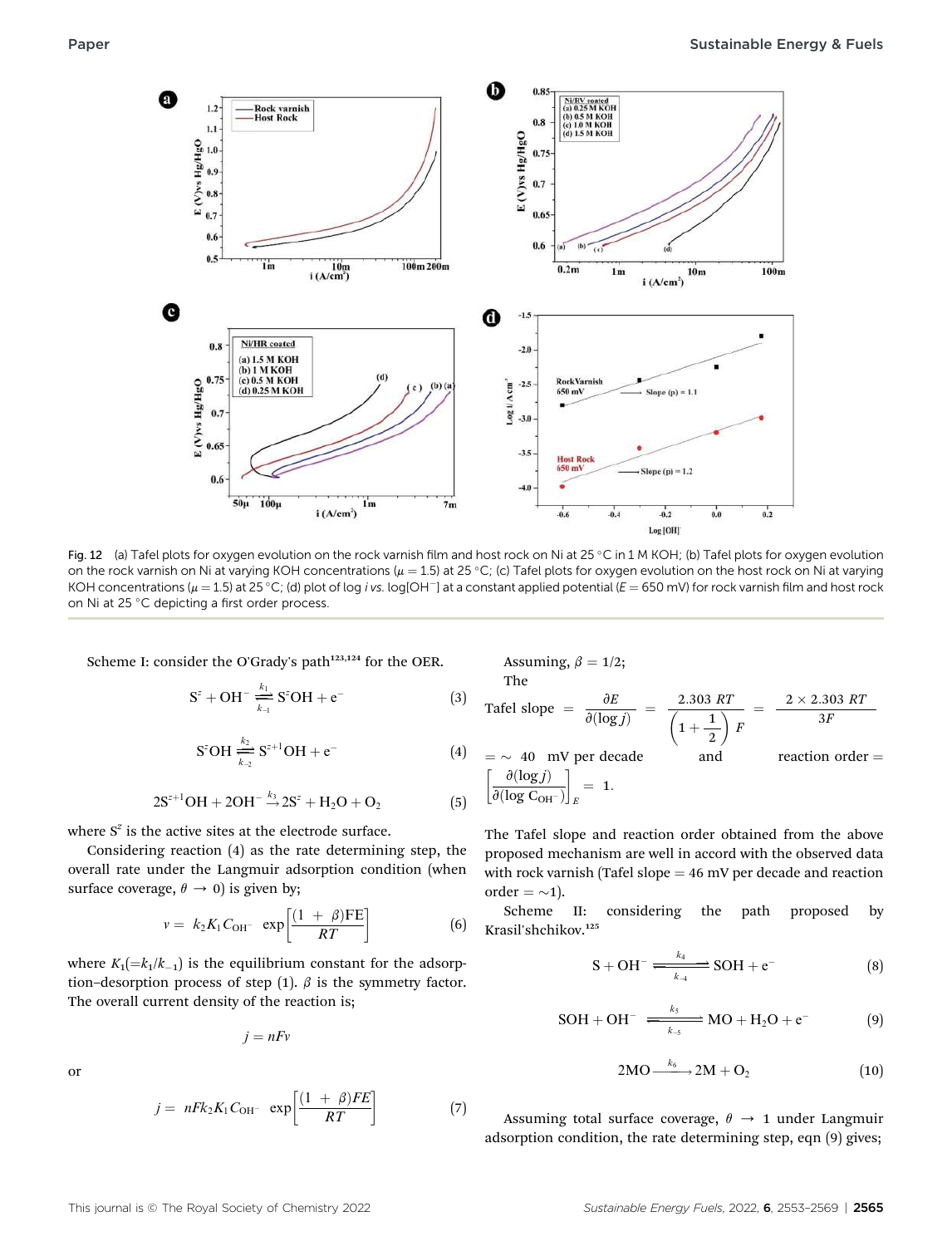Fig. 12 (a) Tafel plots for oxygen evolution on the rock varnish film and host rock on Ni at 25 °C in 1 M KOH; (b) Tafel plots for oxygen evolution on the rock varnish on Ni at varying KOH concentrations ($\mu = 1.5$) at 25 °C; (c) Tafel plots for oxygen evolution on the host rock on Ni at varying KOH concentrations ($\mu = 1.5$) at 25 °C; (d) plot of log $i$ vs. log[$OH^-$] at a constant applied potential ($E = 650$ mV) for rock varnish film and host rock on Ni at 25 °C depicting a first order process.

Scheme I: consider the O'Grady's path[123,124] for the OER.

$$S^z + OH^- \underset{k_{-1}}{\overset{k_1}{\rightleftharpoons}} S^zOH + e^- \tag{3}$$

$$S^zOH \underset{k_{-2}}{\overset{k_2}{\rightleftharpoons}} S^{z+1}OH + e^- \tag{4}$$

$$2S^{z+1}OH + 2OH^- \xrightarrow{k_3} 2S^z + H_2O + O_2 \tag{5}$$

where $S^z$ is the active sites at the electrode surface.

Considering reaction (4) as the rate determining step, the overall rate under the Langmuir adsorption condition (when surface coverage, $\theta \rightarrow 0$) is given by;

$$v = k_2K_1C_{OH^-}\ \exp\left[\frac{(1+\beta)FE}{RT}\right] \tag{6}$$

where $K_1(=k_1/k_{-1})$ is the equilibrium constant for the adsorption–desorption process of step (1). $\beta$ is the symmetry factor. The overall current density of the reaction is;

$$j = nFv$$

or

$$j = nFk_2K_1C_{OH^-}\ \exp\left[\frac{(1+\beta)FE}{RT}\right] \tag{7}$$

Assuming, $\beta = 1/2$;

The

$$\text{Tafel slope} = \frac{\partial E}{\partial(\log j)} = \frac{2.303\ RT}{\left(1+\frac{1}{2}\right)F} = \frac{2 \times 2.303\ RT}{3F}$$

$= \sim 40$ mV per decade and reaction order $= \left[\dfrac{\partial(\log j)}{\partial(\log C_{OH^-})}\right]_E = 1.$

The Tafel slope and reaction order obtained from the above proposed mechanism are well in accord with the observed data with rock varnish (Tafel slope = 46 mV per decade and reaction order = ~1).

Scheme II: considering the path proposed by Krasil'shchikov.[125]

$$S + OH^- \underset{k_{-4}}{\overset{k_4}{\rightleftharpoons}} SOH + e^- \tag{8}$$

$$SOH + OH^- \underset{k_{-5}}{\overset{k_5}{\rightleftharpoons}} MO + H_2O + e^- \tag{9}$$

$$2MO \xrightarrow{k_6} 2M + O_2 \tag{10}$$

Assuming total surface coverage, $\theta \rightarrow 1$ under Langmuir adsorption condition, the rate determining step, eqn (9) gives;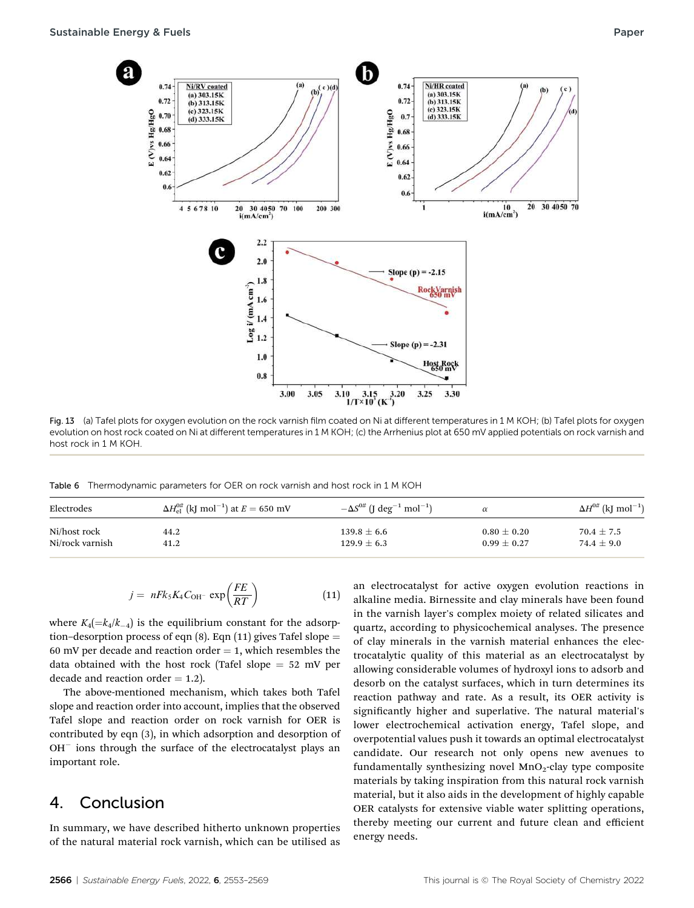Fig. 13 (a) Tafel plots for oxygen evolution on the rock varnish film coated on Ni at different temperatures in 1 M KOH; (b) Tafel plots for oxygen evolution on host rock coated on Ni at different temperatures in 1 M KOH; (c) the Arrhenius plot at 650 mV applied potentials on rock varnish and host rock in 1 M KOH.

Table 6 Thermodynamic parameters for OER on rock varnish and host rock in 1 M KOH

| Electrodes | $\Delta H_{el}^{0\#}$ (kJ mol$^{-1}$) at $E = 650$ mV | $-\Delta S^{0\#}$ (J deg$^{-1}$ mol$^{-1}$) | $\alpha$ | $\Delta H^{0\#}$ (kJ mol$^{-1}$) |
| --- | --- | --- | --- | --- |
| Ni/host rock | 44.2 | 139.8 ± 6.6 | 0.80 ± 0.20 | 70.4 ± 7.5 |
| Ni/rock varnish | 41.2 | 129.9 ± 6.3 | 0.99 ± 0.27 | 74.4 ± 9.0 |

$$j = nFk_5K_4C_{OH^-}\exp\left(\frac{FE}{RT}\right) \quad (11)$$

where $K_4(=k_4/k_{-4})$ is the equilibrium constant for the adsorption–desorption process of eqn (8). Eqn (11) gives Tafel slope = 60 mV per decade and reaction order = 1, which resembles the data obtained with the host rock (Tafel slope = 52 mV per decade and reaction order = 1.2).

The above-mentioned mechanism, which takes both Tafel slope and reaction order into account, implies that the observed Tafel slope and reaction order on rock varnish for OER is contributed by eqn (3), in which adsorption and desorption of $OH^-$ ions through the surface of the electrocatalyst plays an important role.

## 4. Conclusion

In summary, we have described hitherto unknown properties of the natural material rock varnish, which can be utilised as an electrocatalyst for active oxygen evolution reactions in alkaline media. Birnessite and clay minerals have been found in the varnish layer's complex moiety of related silicates and quartz, according to physicochemical analyses. The presence of clay minerals in the varnish material enhances the electrocatalytic quality of this material as an electrocatalyst by allowing considerable volumes of hydroxyl ions to adsorb and desorb on the catalyst surfaces, which in turn determines its reaction pathway and rate. As a result, its OER activity is significantly higher and superlative. The natural material's lower electrochemical activation energy, Tafel slope, and overpotential values push it towards an optimal electrocatalyst candidate. Our research not only opens new avenues to fundamentally synthesizing novel $MnO_2$-clay type composite materials by taking inspiration from this natural rock varnish material, but it also aids in the development of highly capable OER catalysts for extensive viable water splitting operations, thereby meeting our current and future clean and efficient energy needs.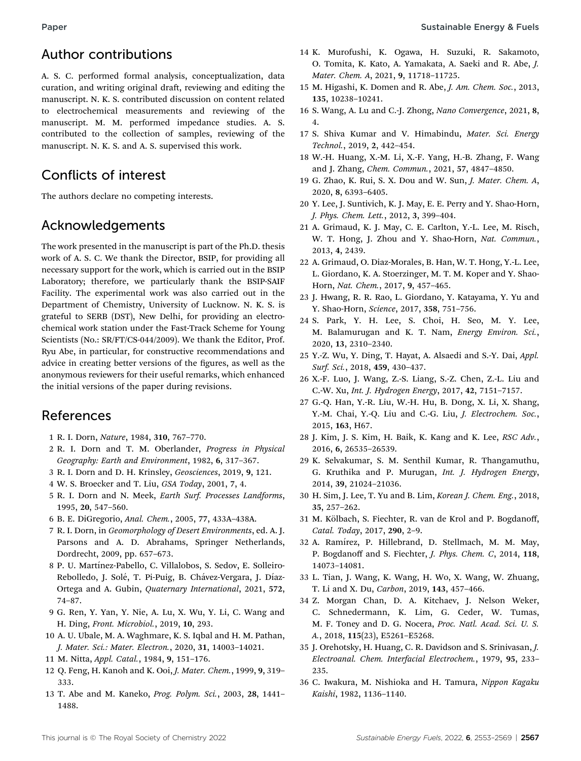## Author contributions

A. S. C. performed formal analysis, conceptualization, data curation, and writing original draft, reviewing and editing the manuscript. N. K. S. contributed discussion on content related to electrochemical measurements and reviewing of the manuscript. M. M. performed impedance studies. A. S. contributed to the collection of samples, reviewing of the manuscript. N. K. S. and A. S. supervised this work.

## Conflicts of interest

The authors declare no competing interests.

## Acknowledgements

The work presented in the manuscript is part of the Ph.D. thesis work of A. S. C. We thank the Director, BSIP, for providing all necessary support for the work, which is carried out in the BSIP Laboratory; therefore, we particularly thank the BSIP-SAIF Facility. The experimental work was also carried out in the Department of Chemistry, University of Lucknow. N. K. S. is grateful to SERB (DST), New Delhi, for providing an electrochemical work station under the Fast-Track Scheme for Young Scientists (No.: SR/FT/CS-044/2009). We thank the Editor, Prof. Ryu Abe, in particular, for constructive recommendations and advice in creating better versions of the figures, as well as the anonymous reviewers for their useful remarks, which enhanced the initial versions of the paper during revisions.

## References

1 R. I. Dorn, *Nature*, 1984, **310**, 767–770.
2 R. I. Dorn and T. M. Oberlander, *Progress in Physical Geography: Earth and Environment*, 1982, **6**, 317–367.
3 R. I. Dorn and D. H. Krinsley, *Geosciences*, 2019, **9**, 121.
4 W. S. Broecker and T. Liu, *GSA Today*, 2001, **7**, 4.
5 R. I. Dorn and N. Meek, *Earth Surf. Processes Landforms*, 1995, **20**, 547–560.
6 B. E. DiGregorio, *Anal. Chem.*, 2005, **77**, 433A–438A.
7 R. I. Dorn, in *Geomorphology of Desert Environments*, ed. A. J. Parsons and A. D. Abrahams, Springer Netherlands, Dordrecht, 2009, pp. 657–673.
8 P. U. Martínez-Pabello, C. Villalobos, S. Sedov, E. Solleiro-Rebolledo, J. Solé, T. Pi-Puig, B. Chávez-Vergara, J. Díaz-Ortega and A. Gubin, *Quaternary International*, 2021, **572**, 74–87.
9 G. Ren, Y. Yan, Y. Nie, A. Lu, X. Wu, Y. Li, C. Wang and H. Ding, *Front. Microbiol.*, 2019, **10**, 293.
10 A. U. Ubale, M. A. Waghmare, K. S. Iqbal and H. M. Pathan, *J. Mater. Sci.: Mater. Electron.*, 2020, **31**, 14003–14021.
11 M. Nitta, *Appl. Catal.*, 1984, **9**, 151–176.
12 Q. Feng, H. Kanoh and K. Ooi, *J. Mater. Chem.*, 1999, **9**, 319–333.
13 T. Abe and M. Kaneko, *Prog. Polym. Sci.*, 2003, **28**, 1441–1488.
14 K. Murofushi, K. Ogawa, H. Suzuki, R. Sakamoto, O. Tomita, K. Kato, A. Yamakata, A. Saeki and R. Abe, *J. Mater. Chem. A*, 2021, **9**, 11718–11725.
15 M. Higashi, K. Domen and R. Abe, *J. Am. Chem. Soc.*, 2013, **135**, 10238–10241.
16 S. Wang, A. Lu and C.-J. Zhong, *Nano Convergence*, 2021, **8**, 4.
17 S. Shiva Kumar and V. Himabindu, *Mater. Sci. Energy Technol.*, 2019, **2**, 442–454.
18 W.-H. Huang, X.-M. Li, X.-F. Yang, H.-B. Zhang, F. Wang and J. Zhang, *Chem. Commun.*, 2021, **57**, 4847–4850.
19 G. Zhao, K. Rui, S. X. Dou and W. Sun, *J. Mater. Chem. A*, 2020, **8**, 6393–6405.
20 Y. Lee, J. Suntivich, K. J. May, E. E. Perry and Y. Shao-Horn, *J. Phys. Chem. Lett.*, 2012, **3**, 399–404.
21 A. Grimaud, K. J. May, C. E. Carlton, Y.-L. Lee, M. Risch, W. T. Hong, J. Zhou and Y. Shao-Horn, *Nat. Commun.*, 2013, **4**, 2439.
22 A. Grimaud, O. Diaz-Morales, B. Han, W. T. Hong, Y.-L. Lee, L. Giordano, K. A. Stoerzinger, M. T. M. Koper and Y. Shao-Horn, *Nat. Chem.*, 2017, **9**, 457–465.
23 J. Hwang, R. R. Rao, L. Giordano, Y. Katayama, Y. Yu and Y. Shao-Horn, *Science*, 2017, **358**, 751–756.
24 S. Park, Y. H. Lee, S. Choi, H. Seo, M. Y. Lee, M. Balamurugan and K. T. Nam, *Energy Environ. Sci.*, 2020, **13**, 2310–2340.
25 Y.-Z. Wu, Y. Ding, T. Hayat, A. Alsaedi and S.-Y. Dai, *Appl. Surf. Sci.*, 2018, **459**, 430–437.
26 X.-F. Luo, J. Wang, Z.-S. Liang, S.-Z. Chen, Z.-L. Liu and C.-W. Xu, *Int. J. Hydrogen Energy*, 2017, **42**, 7151–7157.
27 G.-Q. Han, Y.-R. Liu, W.-H. Hu, B. Dong, X. Li, X. Shang, Y.-M. Chai, Y.-Q. Liu and C.-G. Liu, *J. Electrochem. Soc.*, 2015, **163**, H67.
28 J. Kim, J. S. Kim, H. Baik, K. Kang and K. Lee, *RSC Adv.*, 2016, **6**, 26535–26539.
29 K. Selvakumar, S. M. Senthil Kumar, R. Thangamuthu, G. Kruthika and P. Murugan, *Int. J. Hydrogen Energy*, 2014, **39**, 21024–21036.
30 H. Sim, J. Lee, T. Yu and B. Lim, *Korean J. Chem. Eng.*, 2018, **35**, 257–262.
31 M. Kölbach, S. Fiechter, R. van de Krol and P. Bogdanoff, *Catal. Today*, 2017, **290**, 2–9.
32 A. Ramírez, P. Hillebrand, D. Stellmach, M. M. May, P. Bogdanoff and S. Fiechter, *J. Phys. Chem. C*, 2014, **118**, 14073–14081.
33 L. Tian, J. Wang, K. Wang, H. Wo, X. Wang, W. Zhuang, T. Li and X. Du, *Carbon*, 2019, **143**, 457–466.
34 Z. Morgan Chan, D. A. Kitchaev, J. Nelson Weker, C. Schnedermann, K. Lim, G. Ceder, W. Tumas, M. F. Toney and D. G. Nocera, *Proc. Natl. Acad. Sci. U. S. A.*, 2018, **115**(23), E5261–E5268.
35 J. Orehotsky, H. Huang, C. R. Davidson and S. Srinivasan, *J. Electroanal. Chem. Interfacial Electrochem.*, 1979, **95**, 233–235.
36 C. Iwakura, M. Nishioka and H. Tamura, *Nippon Kagaku Kaishi*, 1982, 1136–1140.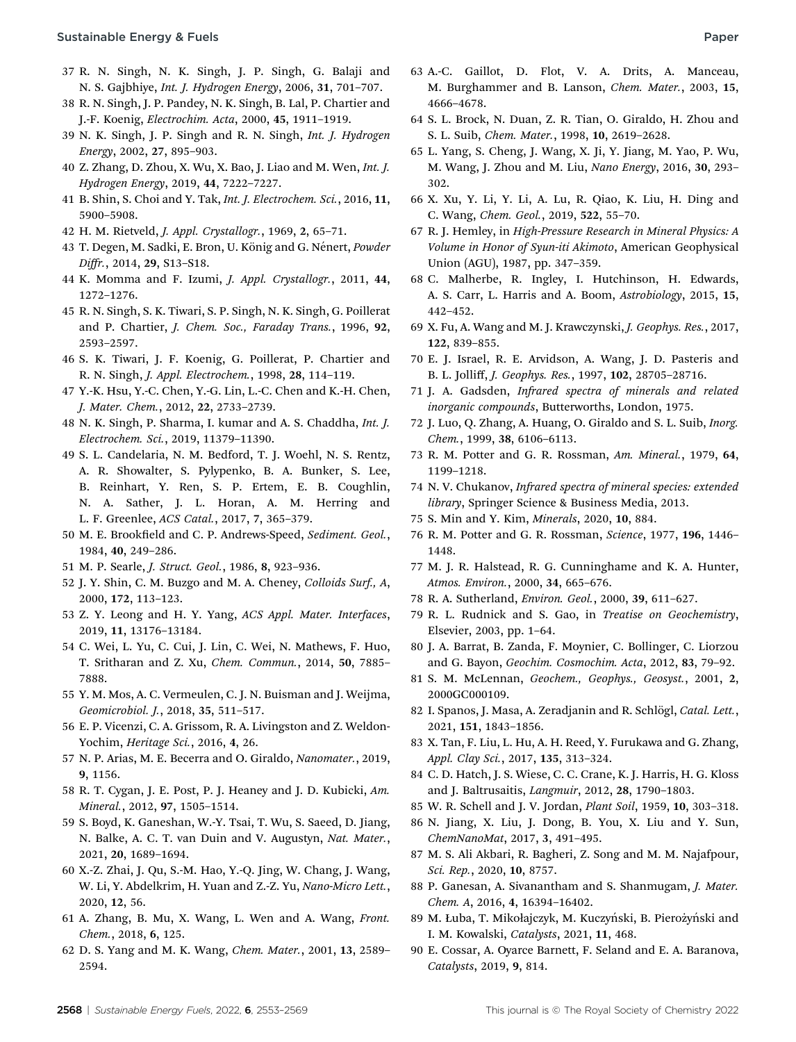37 R. N. Singh, N. K. Singh, J. P. Singh, G. Balaji and N. S. Gajbhiye, *Int. J. Hydrogen Energy*, 2006, **31**, 701–707.

38 R. N. Singh, J. P. Pandey, N. K. Singh, B. Lal, P. Chartier and J.-F. Koenig, *Electrochim. Acta*, 2000, **45**, 1911–1919.

39 N. K. Singh, J. P. Singh and R. N. Singh, *Int. J. Hydrogen Energy*, 2002, **27**, 895–903.

40 Z. Zhang, D. Zhou, X. Wu, X. Bao, J. Liao and M. Wen, *Int. J. Hydrogen Energy*, 2019, **44**, 7222–7227.

41 B. Shin, S. Choi and Y. Tak, *Int. J. Electrochem. Sci.*, 2016, **11**, 5900–5908.

42 H. M. Rietveld, *J. Appl. Crystallogr.*, 1969, **2**, 65–71.

43 T. Degen, M. Sadki, E. Bron, U. König and G. Nénert, *Powder Diffr.*, 2014, **29**, S13–S18.

44 K. Momma and F. Izumi, *J. Appl. Crystallogr.*, 2011, **44**, 1272–1276.

45 R. N. Singh, S. K. Tiwari, S. P. Singh, N. K. Singh, G. Poillerat and P. Chartier, *J. Chem. Soc., Faraday Trans.*, 1996, **92**, 2593–2597.

46 S. K. Tiwari, J. F. Koenig, G. Poillerat, P. Chartier and R. N. Singh, *J. Appl. Electrochem.*, 1998, **28**, 114–119.

47 Y.-K. Hsu, Y.-C. Chen, Y.-G. Lin, L.-C. Chen and K.-H. Chen, *J. Mater. Chem.*, 2012, **22**, 2733–2739.

48 N. K. Singh, P. Sharma, I. kumar and A. S. Chaddha, *Int. J. Electrochem. Sci.*, 2019, 11379–11390.

49 S. L. Candelaria, N. M. Bedford, T. J. Woehl, N. S. Rentz, A. R. Showalter, S. Pylypenko, B. A. Bunker, S. Lee, B. Reinhart, Y. Ren, S. P. Ertem, E. B. Coughlin, N. A. Sather, J. L. Horan, A. M. Herring and L. F. Greenlee, *ACS Catal.*, 2017, **7**, 365–379.

50 M. E. Brookfield and C. P. Andrews-Speed, *Sediment. Geol.*, 1984, **40**, 249–286.

51 M. P. Searle, *J. Struct. Geol.*, 1986, **8**, 923–936.

52 J. Y. Shin, C. M. Buzgo and M. A. Cheney, *Colloids Surf., A*, 2000, **172**, 113–123.

53 Z. Y. Leong and H. Y. Yang, *ACS Appl. Mater. Interfaces*, 2019, **11**, 13176–13184.

54 C. Wei, L. Yu, C. Cui, J. Lin, C. Wei, N. Mathews, F. Huo, T. Sritharan and Z. Xu, *Chem. Commun.*, 2014, **50**, 7885–7888.

55 Y. M. Mos, A. C. Vermeulen, C. J. N. Buisman and J. Weijma, *Geomicrobiol. J.*, 2018, **35**, 511–517.

56 E. P. Vicenzi, C. A. Grissom, R. A. Livingston and Z. Weldon-Yochim, *Heritage Sci.*, 2016, **4**, 26.

57 N. P. Arias, M. E. Becerra and O. Giraldo, *Nanomater.*, 2019, **9**, 1156.

58 R. T. Cygan, J. E. Post, P. J. Heaney and J. D. Kubicki, *Am. Mineral.*, 2012, **97**, 1505–1514.

59 S. Boyd, K. Ganeshan, W.-Y. Tsai, T. Wu, S. Saeed, D. Jiang, N. Balke, A. C. T. van Duin and V. Augustyn, *Nat. Mater.*, 2021, **20**, 1689–1694.

60 X.-Z. Zhai, J. Qu, S.-M. Hao, Y.-Q. Jing, W. Chang, J. Wang, W. Li, Y. Abdelkrim, H. Yuan and Z.-Z. Yu, *Nano-Micro Lett.*, 2020, **12**, 56.

61 A. Zhang, B. Mu, X. Wang, L. Wen and A. Wang, *Front. Chem.*, 2018, **6**, 125.

62 D. S. Yang and M. K. Wang, *Chem. Mater.*, 2001, **13**, 2589–2594.

63 A.-C. Gaillot, D. Flot, V. A. Drits, A. Manceau, M. Burghammer and B. Lanson, *Chem. Mater.*, 2003, **15**, 4666–4678.

64 S. L. Brock, N. Duan, Z. R. Tian, O. Giraldo, H. Zhou and S. L. Suib, *Chem. Mater.*, 1998, **10**, 2619–2628.

65 L. Yang, S. Cheng, J. Wang, X. Ji, Y. Jiang, M. Yao, P. Wu, M. Wang, J. Zhou and M. Liu, *Nano Energy*, 2016, **30**, 293–302.

66 X. Xu, Y. Li, Y. Li, A. Lu, R. Qiao, K. Liu, H. Ding and C. Wang, *Chem. Geol.*, 2019, **522**, 55–70.

67 R. J. Hemley, in *High-Pressure Research in Mineral Physics: A Volume in Honor of Syun-iti Akimoto*, American Geophysical Union (AGU), 1987, pp. 347–359.

68 C. Malherbe, R. Ingley, I. Hutchinson, H. Edwards, A. S. Carr, L. Harris and A. Boom, *Astrobiology*, 2015, **15**, 442–452.

69 X. Fu, A. Wang and M. J. Krawczynski, *J. Geophys. Res.*, 2017, **122**, 839–855.

70 E. J. Israel, R. E. Arvidson, A. Wang, J. D. Pasteris and B. L. Jolliff, *J. Geophys. Res.*, 1997, **102**, 28705–28716.

71 J. A. Gadsden, *Infrared spectra of minerals and related inorganic compounds*, Butterworths, London, 1975.

72 J. Luo, Q. Zhang, A. Huang, O. Giraldo and S. L. Suib, *Inorg. Chem.*, 1999, **38**, 6106–6113.

73 R. M. Potter and G. R. Rossman, *Am. Mineral.*, 1979, **64**, 1199–1218.

74 N. V. Chukanov, *Infrared spectra of mineral species: extended library*, Springer Science & Business Media, 2013.

75 S. Min and Y. Kim, *Minerals*, 2020, **10**, 884.

76 R. M. Potter and G. R. Rossman, *Science*, 1977, **196**, 1446–1448.

77 M. J. R. Halstead, R. G. Cunninghame and K. A. Hunter, *Atmos. Environ.*, 2000, **34**, 665–676.

78 R. A. Sutherland, *Environ. Geol.*, 2000, **39**, 611–627.

79 R. L. Rudnick and S. Gao, in *Treatise on Geochemistry*, Elsevier, 2003, pp. 1–64.

80 J. A. Barrat, B. Zanda, F. Moynier, C. Bollinger, C. Liorzou and G. Bayon, *Geochim. Cosmochim. Acta*, 2012, **83**, 79–92.

81 S. M. McLennan, *Geochem., Geophys., Geosyst.*, 2001, **2**, 2000GC000109.

82 I. Spanos, J. Masa, A. Zeradjanin and R. Schlögl, *Catal. Lett.*, 2021, **151**, 1843–1856.

83 X. Tan, F. Liu, L. Hu, A. H. Reed, Y. Furukawa and G. Zhang, *Appl. Clay Sci.*, 2017, **135**, 313–324.

84 C. D. Hatch, J. S. Wiese, C. C. Crane, K. J. Harris, H. G. Kloss and J. Baltrusaitis, *Langmuir*, 2012, **28**, 1790–1803.

85 W. R. Schell and J. V. Jordan, *Plant Soil*, 1959, **10**, 303–318.

86 N. Jiang, X. Liu, J. Dong, B. You, X. Liu and Y. Sun, *ChemNanoMat*, 2017, **3**, 491–495.

87 M. S. Ali Akbari, R. Bagheri, Z. Song and M. M. Najafpour, *Sci. Rep.*, 2020, **10**, 8757.

88 P. Ganesan, A. Sivanantham and S. Shanmugam, *J. Mater. Chem. A*, 2016, **4**, 16394–16402.

89 M. Łuba, T. Mikołajczyk, M. Kuczyński, B. Pierożyński and I. M. Kowalski, *Catalysts*, 2021, **11**, 468.

90 E. Cossar, A. Oyarce Barnett, F. Seland and E. A. Baranova, *Catalysts*, 2019, **9**, 814.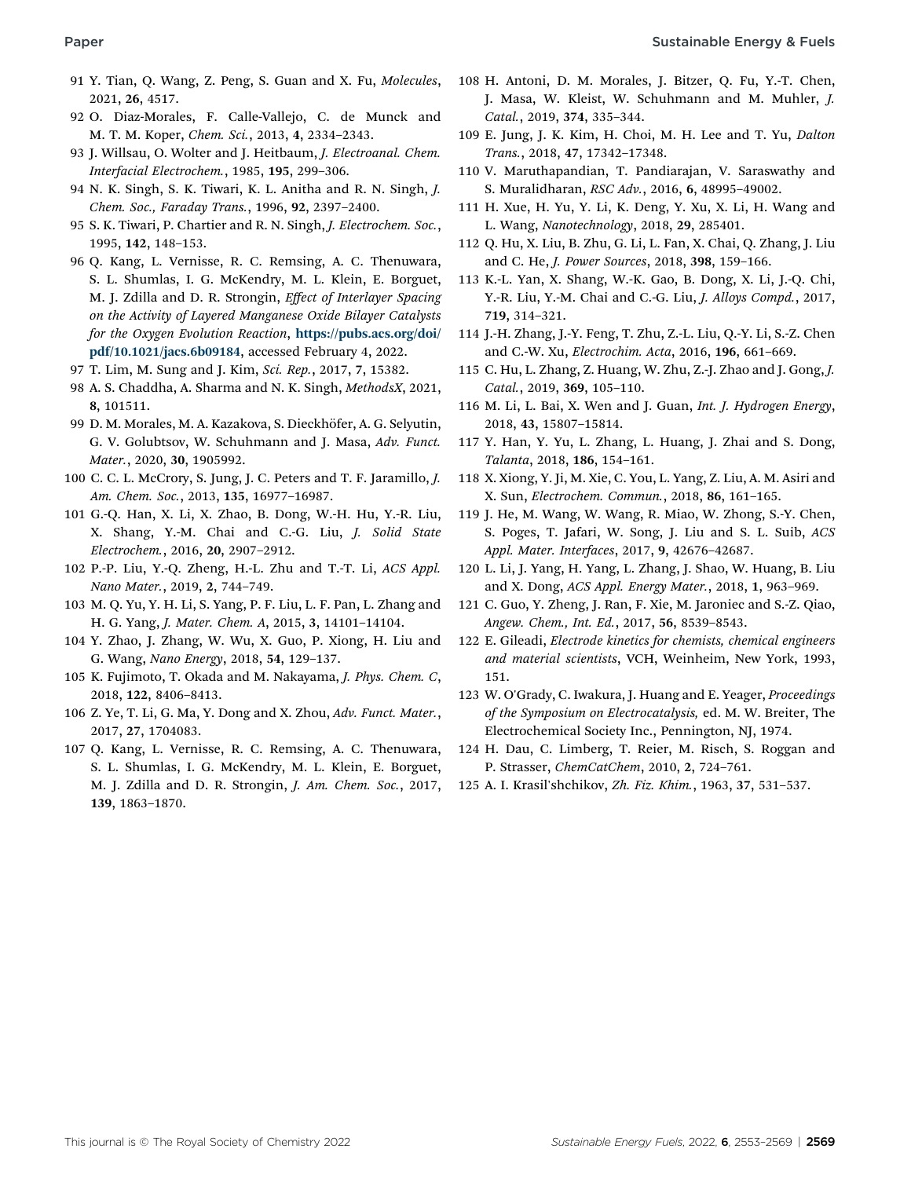91 Y. Tian, Q. Wang, Z. Peng, S. Guan and X. Fu, *Molecules*, 2021, **26**, 4517.

92 O. Diaz-Morales, F. Calle-Vallejo, C. de Munck and M. T. M. Koper, *Chem. Sci.*, 2013, **4**, 2334–2343.

93 J. Willsau, O. Wolter and J. Heitbaum, *J. Electroanal. Chem. Interfacial Electrochem.*, 1985, **195**, 299–306.

94 N. K. Singh, S. K. Tiwari, K. L. Anitha and R. N. Singh, *J. Chem. Soc., Faraday Trans.*, 1996, **92**, 2397–2400.

95 S. K. Tiwari, P. Chartier and R. N. Singh, *J. Electrochem. Soc.*, 1995, **142**, 148–153.

96 Q. Kang, L. Vernisse, R. C. Remsing, A. C. Thenuwara, S. L. Shumlas, I. G. McKendry, M. L. Klein, E. Borguet, M. J. Zdilla and D. R. Strongin, *Effect of Interlayer Spacing on the Activity of Layered Manganese Oxide Bilayer Catalysts for the Oxygen Evolution Reaction*, **https://pubs.acs.org/doi/pdf/10.1021/jacs.6b09184**, accessed February 4, 2022.

97 T. Lim, M. Sung and J. Kim, *Sci. Rep.*, 2017, **7**, 15382.

98 A. S. Chaddha, A. Sharma and N. K. Singh, *MethodsX*, 2021, **8**, 101511.

99 D. M. Morales, M. A. Kazakova, S. Dieckhöfer, A. G. Selyutin, G. V. Golubtsov, W. Schuhmann and J. Masa, *Adv. Funct. Mater.*, 2020, **30**, 1905992.

100 C. C. L. McCrory, S. Jung, J. C. Peters and T. F. Jaramillo, *J. Am. Chem. Soc.*, 2013, **135**, 16977–16987.

101 G.-Q. Han, X. Li, X. Zhao, B. Dong, W.-H. Hu, Y.-R. Liu, X. Shang, Y.-M. Chai and C.-G. Liu, *J. Solid State Electrochem.*, 2016, **20**, 2907–2912.

102 P.-P. Liu, Y.-Q. Zheng, H.-L. Zhu and T.-T. Li, *ACS Appl. Nano Mater.*, 2019, **2**, 744–749.

103 M. Q. Yu, Y. H. Li, S. Yang, P. F. Liu, L. F. Pan, L. Zhang and H. G. Yang, *J. Mater. Chem. A*, 2015, **3**, 14101–14104.

104 Y. Zhao, J. Zhang, W. Wu, X. Guo, P. Xiong, H. Liu and G. Wang, *Nano Energy*, 2018, **54**, 129–137.

105 K. Fujimoto, T. Okada and M. Nakayama, *J. Phys. Chem. C*, 2018, **122**, 8406–8413.

106 Z. Ye, T. Li, G. Ma, Y. Dong and X. Zhou, *Adv. Funct. Mater.*, 2017, **27**, 1704083.

107 Q. Kang, L. Vernisse, R. C. Remsing, A. C. Thenuwara, S. L. Shumlas, I. G. McKendry, M. L. Klein, E. Borguet, M. J. Zdilla and D. R. Strongin, *J. Am. Chem. Soc.*, 2017, **139**, 1863–1870.

108 H. Antoni, D. M. Morales, J. Bitzer, Q. Fu, Y.-T. Chen, J. Masa, W. Kleist, W. Schuhmann and M. Muhler, *J. Catal.*, 2019, **374**, 335–344.

109 E. Jung, J. K. Kim, H. Choi, M. H. Lee and T. Yu, *Dalton Trans.*, 2018, **47**, 17342–17348.

110 V. Maruthapandian, T. Pandiarajan, V. Saraswathy and S. Muralidharan, *RSC Adv.*, 2016, **6**, 48995–49002.

111 H. Xue, H. Yu, Y. Li, K. Deng, Y. Xu, X. Li, H. Wang and L. Wang, *Nanotechnology*, 2018, **29**, 285401.

112 Q. Hu, X. Liu, B. Zhu, G. Li, L. Fan, X. Chai, Q. Zhang, J. Liu and C. He, *J. Power Sources*, 2018, **398**, 159–166.

113 K.-L. Yan, X. Shang, W.-K. Gao, B. Dong, X. Li, J.-Q. Chi, Y.-R. Liu, Y.-M. Chai and C.-G. Liu, *J. Alloys Compd.*, 2017, **719**, 314–321.

114 J.-H. Zhang, J.-Y. Feng, T. Zhu, Z.-L. Liu, Q.-Y. Li, S.-Z. Chen and C.-W. Xu, *Electrochim. Acta*, 2016, **196**, 661–669.

115 C. Hu, L. Zhang, Z. Huang, W. Zhu, Z.-J. Zhao and J. Gong, *J. Catal.*, 2019, **369**, 105–110.

116 M. Li, L. Bai, X. Wen and J. Guan, *Int. J. Hydrogen Energy*, 2018, **43**, 15807–15814.

117 Y. Han, Y. Yu, L. Zhang, L. Huang, J. Zhai and S. Dong, *Talanta*, 2018, **186**, 154–161.

118 X. Xiong, Y. Ji, M. Xie, C. You, L. Yang, Z. Liu, A. M. Asiri and X. Sun, *Electrochem. Commun.*, 2018, **86**, 161–165.

119 J. He, M. Wang, W. Wang, R. Miao, W. Zhong, S.-Y. Chen, S. Poges, T. Jafari, W. Song, J. Liu and S. L. Suib, *ACS Appl. Mater. Interfaces*, 2017, **9**, 42676–42687.

120 L. Li, J. Yang, H. Yang, L. Zhang, J. Shao, W. Huang, B. Liu and X. Dong, *ACS Appl. Energy Mater.*, 2018, **1**, 963–969.

121 C. Guo, Y. Zheng, J. Ran, F. Xie, M. Jaroniec and S.-Z. Qiao, *Angew. Chem., Int. Ed.*, 2017, **56**, 8539–8543.

122 E. Gileadi, *Electrode kinetics for chemists, chemical engineers and material scientists*, VCH, Weinheim, New York, 1993, 151.

123 W. O'Grady, C. Iwakura, J. Huang and E. Yeager, *Proceedings of the Symposium on Electrocatalysis,* ed. M. W. Breiter, The Electrochemical Society Inc., Pennington, NJ, 1974.

124 H. Dau, C. Limberg, T. Reier, M. Risch, S. Roggan and P. Strasser, *ChemCatChem*, 2010, **2**, 724–761.

125 A. I. Krasil'shchikov, *Zh. Fiz. Khim.*, 1963, **37**, 531–537.